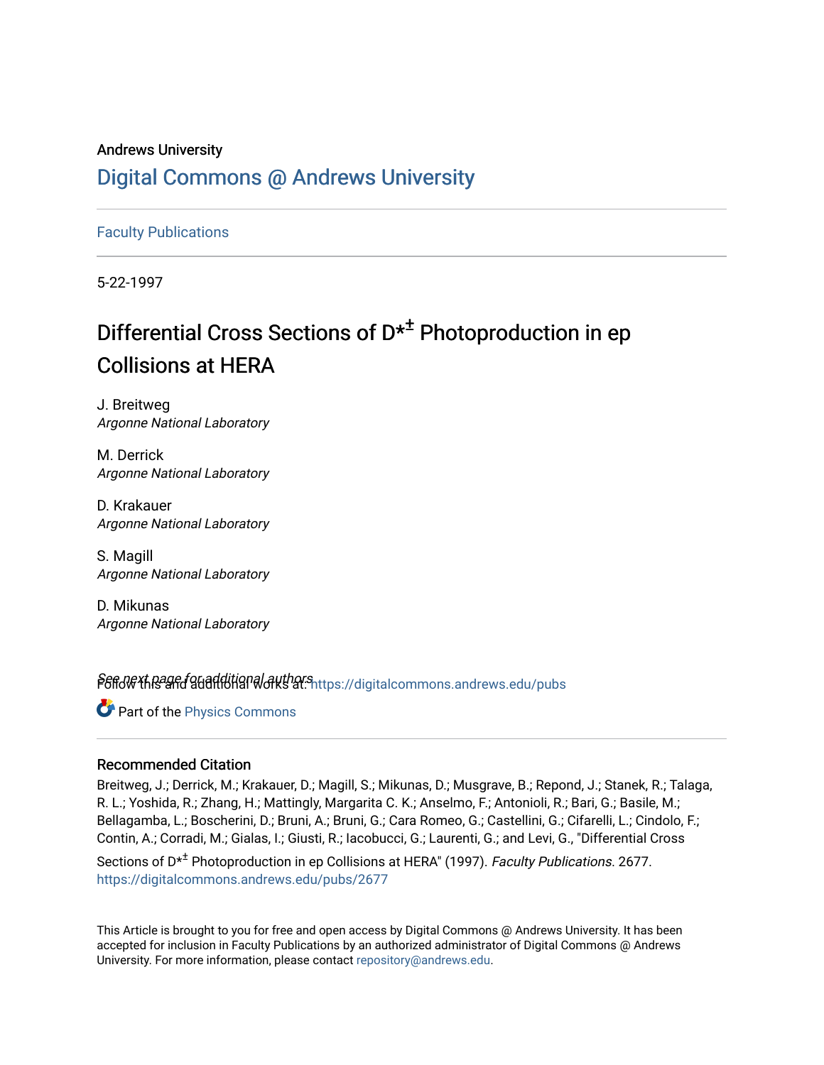Andrews University

# Digital Commons @ Andrews University

Faculty Publications

5-22-1997

## Differential Cross Sections of D*$^{\pm}$ Photoproduction in ep Collisions at HERA

J. Breitweg
*Argonne National Laboratory*

M. Derrick
*Argonne National Laboratory*

D. Krakauer
*Argonne National Laboratory*

S. Magill
*Argonne National Laboratory*

D. Mikunas
*Argonne National Laboratory*

*See next page for additional authors*

Follow this and additional works at: https://digitalcommons.andrews.edu/pubs

Part of the Physics Commons

### Recommended Citation

Breitweg, J.; Derrick, M.; Krakauer, D.; Magill, S.; Mikunas, D.; Musgrave, B.; Repond, J.; Stanek, R.; Talaga, R. L.; Yoshida, R.; Zhang, H.; Mattingly, Margarita C. K.; Anselmo, F.; Antonioli, R.; Bari, G.; Basile, M.; Bellagamba, L.; Boscherini, D.; Bruni, A.; Bruni, G.; Cara Romeo, G.; Castellini, G.; Cifarelli, L.; Cindolo, F.; Contin, A.; Corradi, M.; Gialas, I.; Giusti, R.; Iacobucci, G.; Laurenti, G.; and Levi, G., "Differential Cross Sections of D*$^{\pm}$ Photoproduction in ep Collisions at HERA" (1997). *Faculty Publications*. 2677.
https://digitalcommons.andrews.edu/pubs/2677

This Article is brought to you for free and open access by Digital Commons @ Andrews University. It has been accepted for inclusion in Faculty Publications by an authorized administrator of Digital Commons @ Andrews University. For more information, please contact repository@andrews.edu.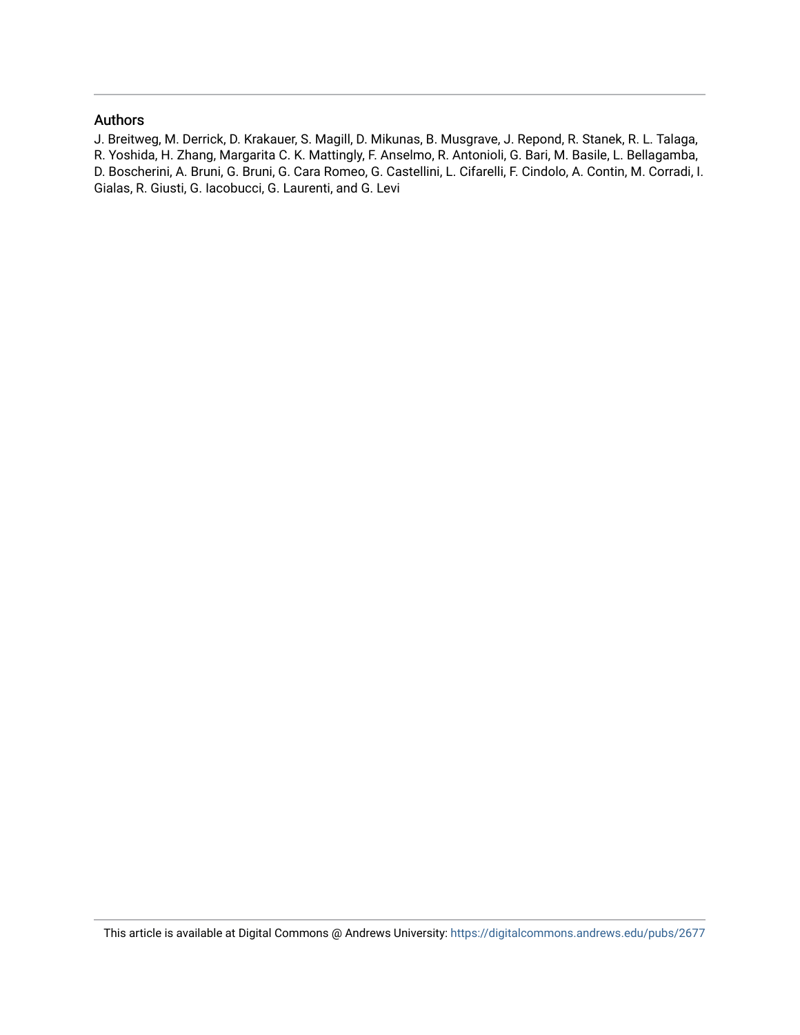## Authors

J. Breitweg, M. Derrick, D. Krakauer, S. Magill, D. Mikunas, B. Musgrave, J. Repond, R. Stanek, R. L. Talaga, R. Yoshida, H. Zhang, Margarita C. K. Mattingly, F. Anselmo, R. Antonioli, G. Bari, M. Basile, L. Bellagamba, D. Boscherini, A. Bruni, G. Bruni, G. Cara Romeo, G. Castellini, L. Cifarelli, F. Cindolo, A. Contin, M. Corradi, I. Gialas, R. Giusti, G. Iacobucci, G. Laurenti, and G. Levi

This article is available at Digital Commons @ Andrews University: https://digitalcommons.andrews.edu/pubs/2677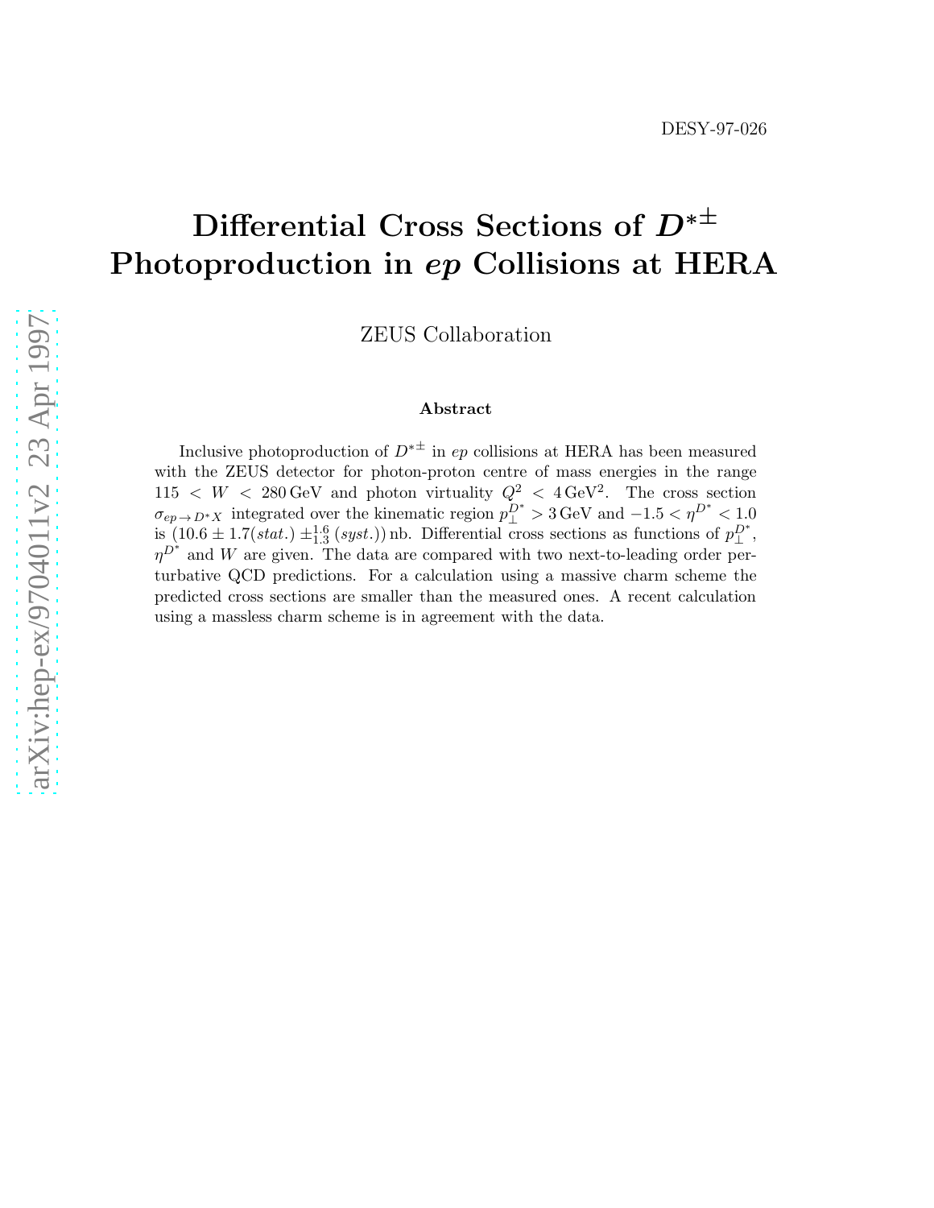DESY-97-026

# Differential Cross Sections of $D^{*\pm}$ Photoproduction in $ep$ Collisions at HERA

ZEUS Collaboration

### Abstract

Inclusive photoproduction of $D^{*\pm}$ in $ep$ collisions at HERA has been measured with the ZEUS detector for photon-proton centre of mass energies in the range $115 < W < 280\,\text{GeV}$ and photon virtuality $Q^2 < 4\,\text{GeV}^2$. The cross section $\sigma_{ep \to D^* X}$ integrated over the kinematic region $p_\perp^{D^*} > 3\,\text{GeV}$ and $-1.5 < \eta^{D^*} < 1.0$ is $(10.6 \pm 1.7(stat.) \pm^{1.6}_{1.3}\,(syst.))\,\text{nb}$. Differential cross sections as functions of $p_\perp^{D^*}$, $\eta^{D^*}$ and $W$ are given. The data are compared with two next-to-leading order perturbative QCD predictions. For a calculation using a massive charm scheme the predicted cross sections are smaller than the measured ones. A recent calculation using a massless charm scheme is in agreement with the data.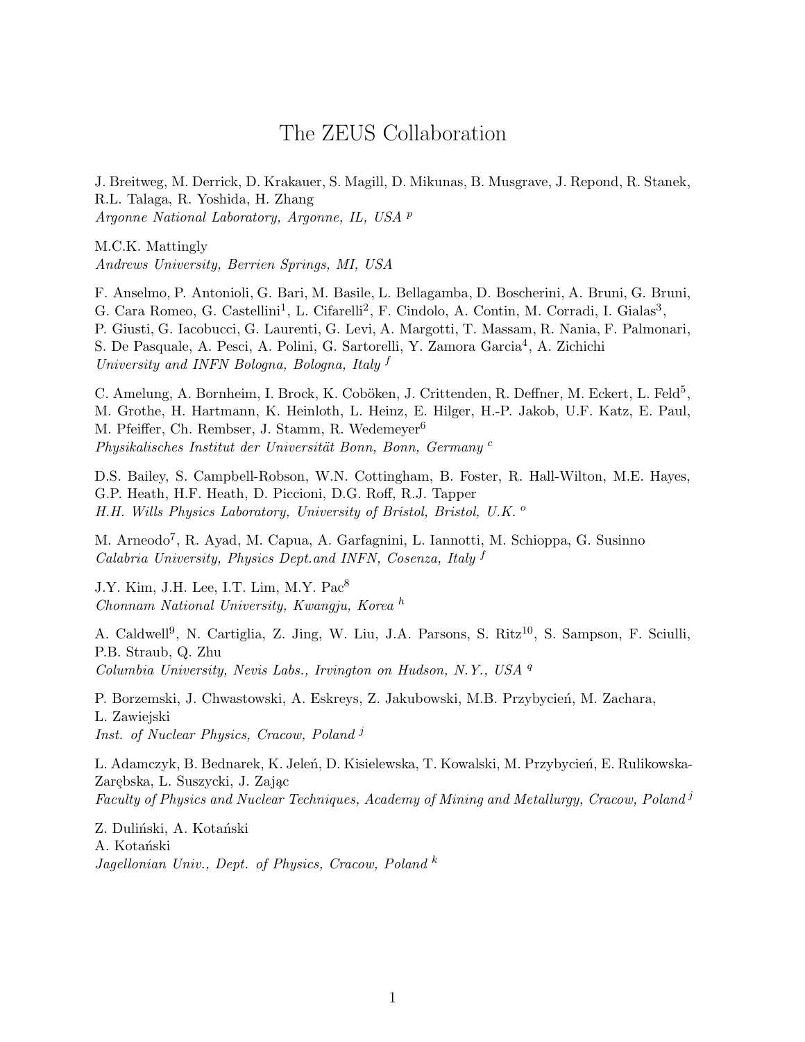# The ZEUS Collaboration

J. Breitweg, M. Derrick, D. Krakauer, S. Magill, D. Mikunas, B. Musgrave, J. Repond, R. Stanek, R.L. Talaga, R. Yoshida, H. Zhang
*Argonne National Laboratory, Argonne, IL, USA* [p]

M.C.K. Mattingly
*Andrews University, Berrien Springs, MI, USA*

F. Anselmo, P. Antonioli, G. Bari, M. Basile, L. Bellagamba, D. Boscherini, A. Bruni, G. Bruni, G. Cara Romeo, G. Castellini[1], L. Cifarelli[2], F. Cindolo, A. Contin, M. Corradi, I. Gialas[3], P. Giusti, G. Iacobucci, G. Laurenti, G. Levi, A. Margotti, T. Massam, R. Nania, F. Palmonari, S. De Pasquale, A. Pesci, A. Polini, G. Sartorelli, Y. Zamora Garcia[4], A. Zichichi
*University and INFN Bologna, Bologna, Italy* [f]

C. Amelung, A. Bornheim, I. Brock, K. Coböken, J. Crittenden, R. Deffner, M. Eckert, L. Feld[5], M. Grothe, H. Hartmann, K. Heinloth, L. Heinz, E. Hilger, H.-P. Jakob, U.F. Katz, E. Paul, M. Pfeiffer, Ch. Rembser, J. Stamm, R. Wedemeyer[6]
*Physikalisches Institut der Universität Bonn, Bonn, Germany* [c]

D.S. Bailey, S. Campbell-Robson, W.N. Cottingham, B. Foster, R. Hall-Wilton, M.E. Hayes, G.P. Heath, H.F. Heath, D. Piccioni, D.G. Roff, R.J. Tapper
*H.H. Wills Physics Laboratory, University of Bristol, Bristol, U.K.* [o]

M. Arneodo[7], R. Ayad, M. Capua, A. Garfagnini, L. Iannotti, M. Schioppa, G. Susinno
*Calabria University, Physics Dept.and INFN, Cosenza, Italy* [f]

J.Y. Kim, J.H. Lee, I.T. Lim, M.Y. Pac[8]
*Chonnam National University, Kwangju, Korea* [h]

A. Caldwell[9], N. Cartiglia, Z. Jing, W. Liu, J.A. Parsons, S. Ritz[10], S. Sampson, F. Sciulli, P.B. Straub, Q. Zhu
*Columbia University, Nevis Labs., Irvington on Hudson, N.Y., USA* [q]

P. Borzemski, J. Chwastowski, A. Eskreys, Z. Jakubowski, M.B. Przybycień, M. Zachara, L. Zawiejski
*Inst. of Nuclear Physics, Cracow, Poland* [j]

L. Adamczyk, B. Bednarek, K. Jeleń, D. Kisielewska, T. Kowalski, M. Przybycień, E. Rulikowska-Zarębska, L. Suszycki, J. Zając
*Faculty of Physics and Nuclear Techniques, Academy of Mining and Metallurgy, Cracow, Poland* [j]

Z. Duliński, A. Kotański
A. Kotański
*Jagellonian Univ., Dept. of Physics, Cracow, Poland* [k]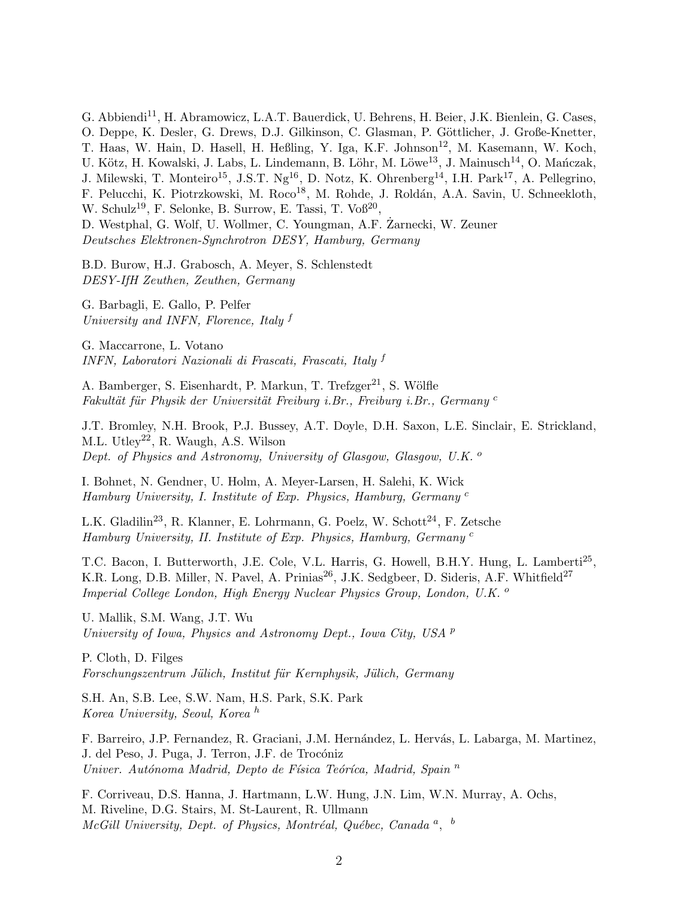G. Abbiendi[11], H. Abramowicz, L.A.T. Bauerdick, U. Behrens, H. Beier, J.K. Bienlein, G. Cases, O. Deppe, K. Desler, G. Drews, D.J. Gilkinson, C. Glasman, P. Göttlicher, J. Große-Knetter, T. Haas, W. Hain, D. Hasell, H. Heßling, Y. Iga, K.F. Johnson[12], M. Kasemann, W. Koch, U. Kötz, H. Kowalski, J. Labs, L. Lindemann, B. Löhr, M. Löwe[13], J. Mainusch[14], O. Mańczak, J. Milewski, T. Monteiro[15], J.S.T. Ng[16], D. Notz, K. Ohrenberg[14], I.H. Park[17], A. Pellegrino, F. Pelucchi, K. Piotrzkowski, M. Roco[18], M. Rohde, J. Roldán, A.A. Savin, U. Schneekloth, W. Schulz[19], F. Selonke, B. Surrow, E. Tassi, T. Voß[20], D. Westphal, G. Wolf, U. Wollmer, C. Youngman, A.F. Żarnecki, W. Zeuner
*Deutsches Elektronen-Synchrotron DESY, Hamburg, Germany*

B.D. Burow, H.J. Grabosch, A. Meyer, S. Schlenstedt
*DESY-IfH Zeuthen, Zeuthen, Germany*

G. Barbagli, E. Gallo, P. Pelfer
*University and INFN, Florence, Italy* [f]

G. Maccarrone, L. Votano
*INFN, Laboratori Nazionali di Frascati, Frascati, Italy* [f]

A. Bamberger, S. Eisenhardt, P. Markun, T. Trefzger[21], S. Wölfle
*Fakultät für Physik der Universität Freiburg i.Br., Freiburg i.Br., Germany* [c]

J.T. Bromley, N.H. Brook, P.J. Bussey, A.T. Doyle, D.H. Saxon, L.E. Sinclair, E. Strickland, M.L. Utley[22], R. Waugh, A.S. Wilson
*Dept. of Physics and Astronomy, University of Glasgow, Glasgow, U.K.* [o]

I. Bohnet, N. Gendner, U. Holm, A. Meyer-Larsen, H. Salehi, K. Wick
*Hamburg University, I. Institute of Exp. Physics, Hamburg, Germany* [c]

L.K. Gladilin[23], R. Klanner, E. Lohrmann, G. Poelz, W. Schott[24], F. Zetsche
*Hamburg University, II. Institute of Exp. Physics, Hamburg, Germany* [c]

T.C. Bacon, I. Butterworth, J.E. Cole, V.L. Harris, G. Howell, B.H.Y. Hung, L. Lamberti[25], K.R. Long, D.B. Miller, N. Pavel, A. Prinias[26], J.K. Sedgbeer, D. Sideris, A.F. Whitfield[27]
*Imperial College London, High Energy Nuclear Physics Group, London, U.K.* [o]

U. Mallik, S.M. Wang, J.T. Wu
*University of Iowa, Physics and Astronomy Dept., Iowa City, USA* [p]

P. Cloth, D. Filges
*Forschungszentrum Jülich, Institut für Kernphysik, Jülich, Germany*

S.H. An, S.B. Lee, S.W. Nam, H.S. Park, S.K. Park
*Korea University, Seoul, Korea* [h]

F. Barreiro, J.P. Fernandez, R. Graciani, J.M. Hernández, L. Hervás, L. Labarga, M. Martinez, J. del Peso, J. Puga, J. Terron, J.F. de Trocóniz
*Univer. Autónoma Madrid, Depto de Física Teóríca, Madrid, Spain* [n]

F. Corriveau, D.S. Hanna, J. Hartmann, L.W. Hung, J.N. Lim, W.N. Murray, A. Ochs, M. Riveline, D.G. Stairs, M. St-Laurent, R. Ullmann
*McGill University, Dept. of Physics, Montréal, Québec, Canada* [a], [b]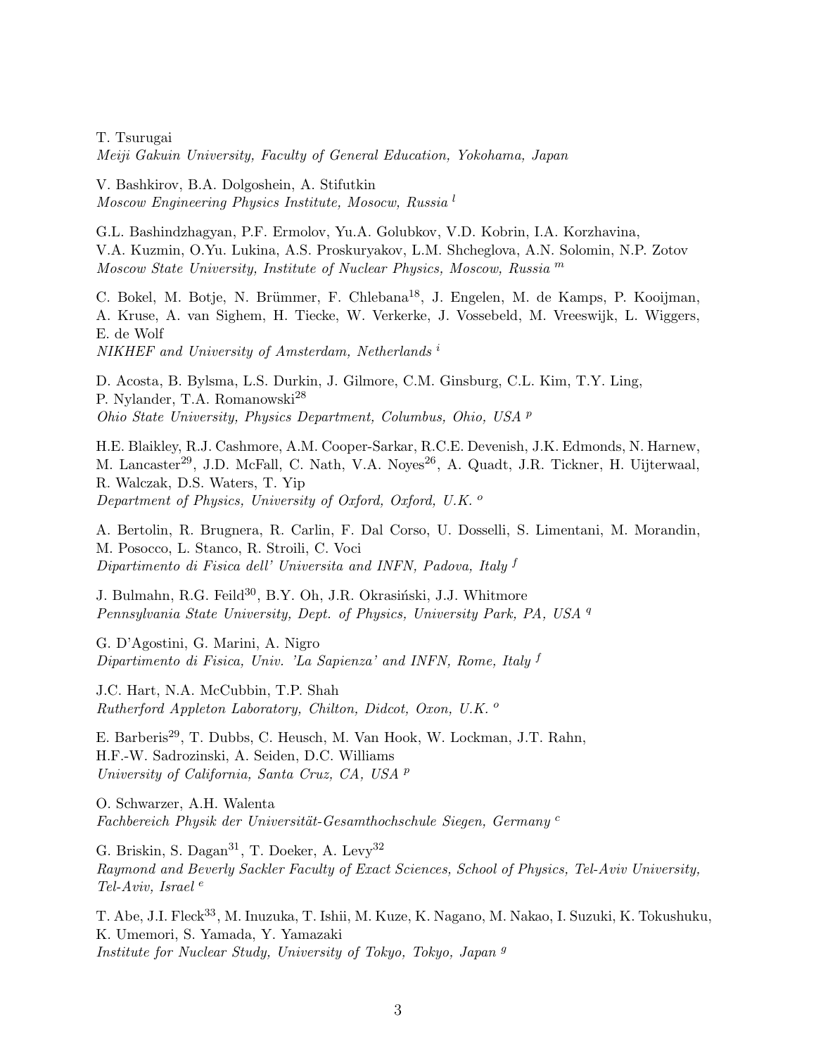T. Tsurugai
*Meiji Gakuin University, Faculty of General Education, Yokohama, Japan*

V. Bashkirov, B.A. Dolgoshein, A. Stifutkin
*Moscow Engineering Physics Institute, Mosocw, Russia* [l]

G.L. Bashindzhagyan, P.F. Ermolov, Yu.A. Golubkov, V.D. Kobrin, I.A. Korzhavina, V.A. Kuzmin, O.Yu. Lukina, A.S. Proskuryakov, L.M. Shcheglova, A.N. Solomin, N.P. Zotov
*Moscow State University, Institute of Nuclear Physics, Moscow, Russia* [m]

C. Bokel, M. Botje, N. Brümmer, F. Chlebana[18], J. Engelen, M. de Kamps, P. Kooijman, A. Kruse, A. van Sighem, H. Tiecke, W. Verkerke, J. Vossebeld, M. Vreeswijk, L. Wiggers, E. de Wolf
*NIKHEF and University of Amsterdam, Netherlands* [i]

D. Acosta, B. Bylsma, L.S. Durkin, J. Gilmore, C.M. Ginsburg, C.L. Kim, T.Y. Ling, P. Nylander, T.A. Romanowski[28]
*Ohio State University, Physics Department, Columbus, Ohio, USA* [p]

H.E. Blaikley, R.J. Cashmore, A.M. Cooper-Sarkar, R.C.E. Devenish, J.K. Edmonds, N. Harnew, M. Lancaster[29], J.D. McFall, C. Nath, V.A. Noyes[26], A. Quadt, J.R. Tickner, H. Uijterwaal, R. Walczak, D.S. Waters, T. Yip
*Department of Physics, University of Oxford, Oxford, U.K.* [o]

A. Bertolin, R. Brugnera, R. Carlin, F. Dal Corso, U. Dosselli, S. Limentani, M. Morandin, M. Posocco, L. Stanco, R. Stroili, C. Voci
*Dipartimento di Fisica dell' Universita and INFN, Padova, Italy* [f]

J. Bulmahn, R.G. Feild[30], B.Y. Oh, J.R. Okrasiński, J.J. Whitmore
*Pennsylvania State University, Dept. of Physics, University Park, PA, USA* [q]

G. D'Agostini, G. Marini, A. Nigro
*Dipartimento di Fisica, Univ. 'La Sapienza' and INFN, Rome, Italy* [f]

J.C. Hart, N.A. McCubbin, T.P. Shah
*Rutherford Appleton Laboratory, Chilton, Didcot, Oxon, U.K.* [o]

E. Barberis[29], T. Dubbs, C. Heusch, M. Van Hook, W. Lockman, J.T. Rahn, H.F.-W. Sadrozinski, A. Seiden, D.C. Williams
*University of California, Santa Cruz, CA, USA* [p]

O. Schwarzer, A.H. Walenta
*Fachbereich Physik der Universität-Gesamthochschule Siegen, Germany* [c]

G. Briskin, S. Dagan[31], T. Doeker, A. Levy[32]
*Raymond and Beverly Sackler Faculty of Exact Sciences, School of Physics, Tel-Aviv University, Tel-Aviv, Israel* [e]

T. Abe, J.I. Fleck[33], M. Inuzuka, T. Ishii, M. Kuze, K. Nagano, M. Nakao, I. Suzuki, K. Tokushuku, K. Umemori, S. Yamada, Y. Yamazaki
*Institute for Nuclear Study, University of Tokyo, Tokyo, Japan* [g]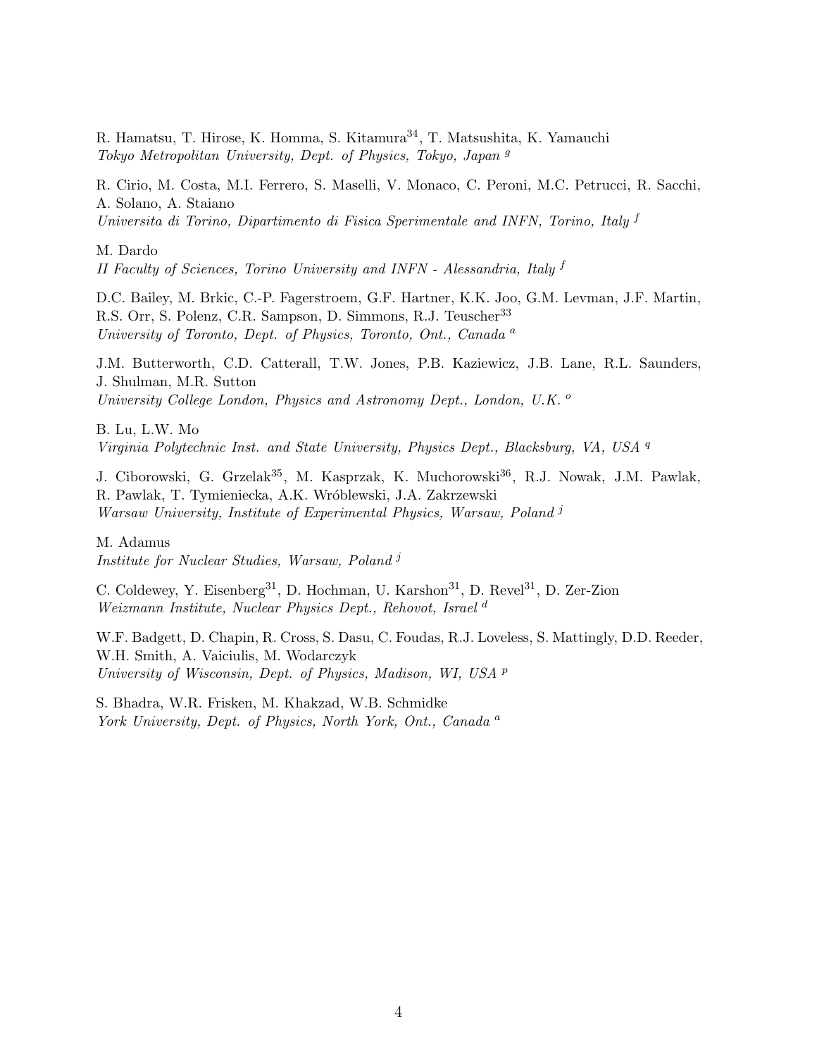R. Hamatsu, T. Hirose, K. Homma, S. Kitamura[34], T. Matsushita, K. Yamauchi
*Tokyo Metropolitan University, Dept. of Physics, Tokyo, Japan* [g]

R. Cirio, M. Costa, M.I. Ferrero, S. Maselli, V. Monaco, C. Peroni, M.C. Petrucci, R. Sacchi, A. Solano, A. Staiano
*Universita di Torino, Dipartimento di Fisica Sperimentale and INFN, Torino, Italy* [f]

M. Dardo
*II Faculty of Sciences, Torino University and INFN - Alessandria, Italy* [f]

D.C. Bailey, M. Brkic, C.-P. Fagerstroem, G.F. Hartner, K.K. Joo, G.M. Levman, J.F. Martin, R.S. Orr, S. Polenz, C.R. Sampson, D. Simmons, R.J. Teuscher[33]
*University of Toronto, Dept. of Physics, Toronto, Ont., Canada* [a]

J.M. Butterworth, C.D. Catterall, T.W. Jones, P.B. Kaziewicz, J.B. Lane, R.L. Saunders, J. Shulman, M.R. Sutton
*University College London, Physics and Astronomy Dept., London, U.K.* [o]

B. Lu, L.W. Mo
*Virginia Polytechnic Inst. and State University, Physics Dept., Blacksburg, VA, USA* [q]

J. Ciborowski, G. Grzelak[35], M. Kasprzak, K. Muchorowski[36], R.J. Nowak, J.M. Pawlak, R. Pawlak, T. Tymieniecka, A.K. Wróblewski, J.A. Zakrzewski
*Warsaw University, Institute of Experimental Physics, Warsaw, Poland* [j]

M. Adamus
*Institute for Nuclear Studies, Warsaw, Poland* [j]

C. Coldewey, Y. Eisenberg[31], D. Hochman, U. Karshon[31], D. Revel[31], D. Zer-Zion
*Weizmann Institute, Nuclear Physics Dept., Rehovot, Israel* [d]

W.F. Badgett, D. Chapin, R. Cross, S. Dasu, C. Foudas, R.J. Loveless, S. Mattingly, D.D. Reeder, W.H. Smith, A. Vaiciulis, M. Wodarczyk
*University of Wisconsin, Dept. of Physics, Madison, WI, USA* [p]

S. Bhadra, W.R. Frisken, M. Khakzad, W.B. Schmidke
*York University, Dept. of Physics, North York, Ont., Canada* [a]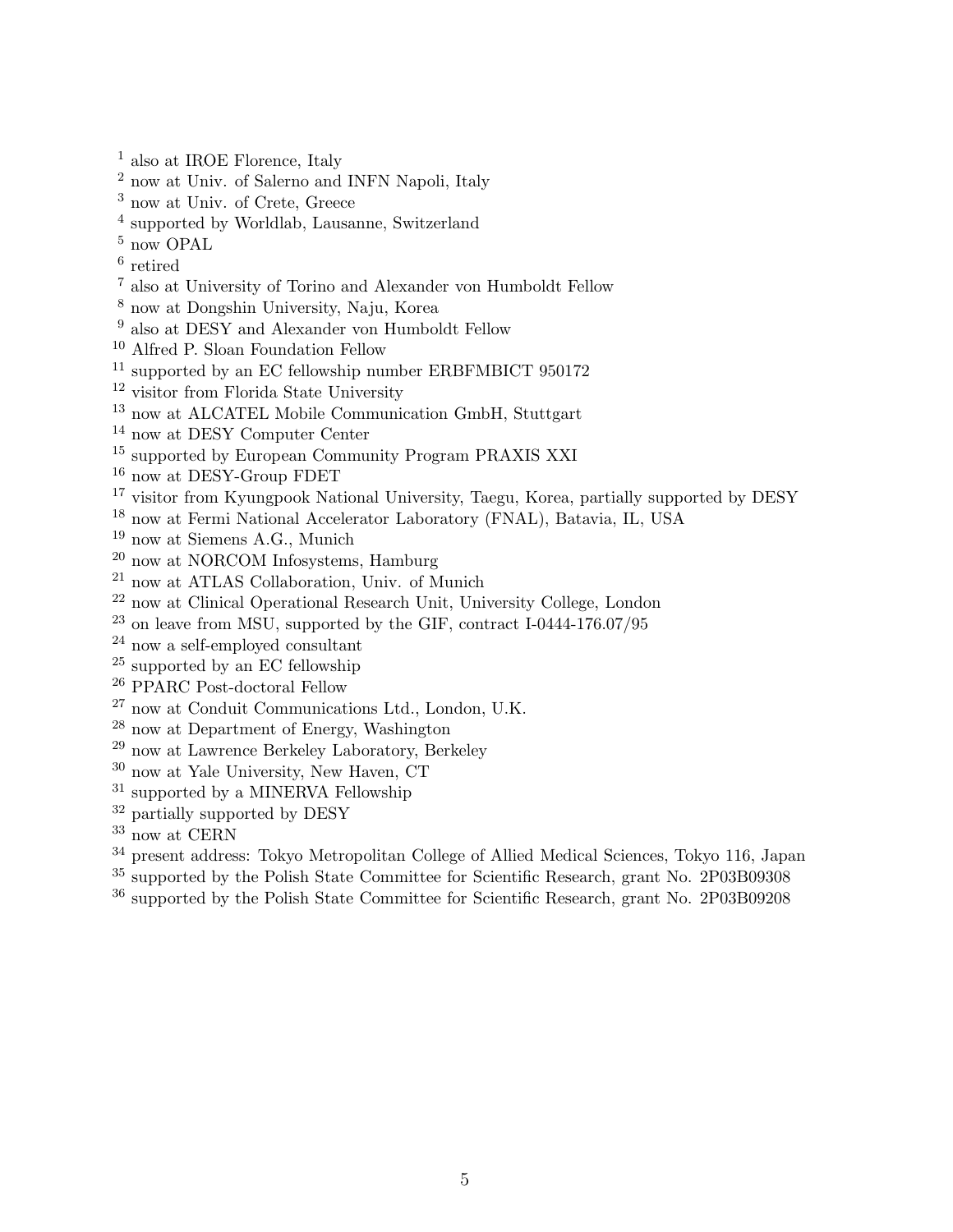[1] also at IROE Florence, Italy
[2] now at Univ. of Salerno and INFN Napoli, Italy
[3] now at Univ. of Crete, Greece
[4] supported by Worldlab, Lausanne, Switzerland
[5] now OPAL
[6] retired
[7] also at University of Torino and Alexander von Humboldt Fellow
[8] now at Dongshin University, Naju, Korea
[9] also at DESY and Alexander von Humboldt Fellow
[10] Alfred P. Sloan Foundation Fellow
[11] supported by an EC fellowship number ERBFMBICT 950172
[12] visitor from Florida State University
[13] now at ALCATEL Mobile Communication GmbH, Stuttgart
[14] now at DESY Computer Center
[15] supported by European Community Program PRAXIS XXI
[16] now at DESY-Group FDET
[17] visitor from Kyungpook National University, Taegu, Korea, partially supported by DESY
[18] now at Fermi National Accelerator Laboratory (FNAL), Batavia, IL, USA
[19] now at Siemens A.G., Munich
[20] now at NORCOM Infosystems, Hamburg
[21] now at ATLAS Collaboration, Univ. of Munich
[22] now at Clinical Operational Research Unit, University College, London
[23] on leave from MSU, supported by the GIF, contract I-0444-176.07/95
[24] now a self-employed consultant
[25] supported by an EC fellowship
[26] PPARC Post-doctoral Fellow
[27] now at Conduit Communications Ltd., London, U.K.
[28] now at Department of Energy, Washington
[29] now at Lawrence Berkeley Laboratory, Berkeley
[30] now at Yale University, New Haven, CT
[31] supported by a MINERVA Fellowship
[32] partially supported by DESY
[33] now at CERN
[34] present address: Tokyo Metropolitan College of Allied Medical Sciences, Tokyo 116, Japan
[35] supported by the Polish State Committee for Scientific Research, grant No. 2P03B09308
[36] supported by the Polish State Committee for Scientific Research, grant No. 2P03B09208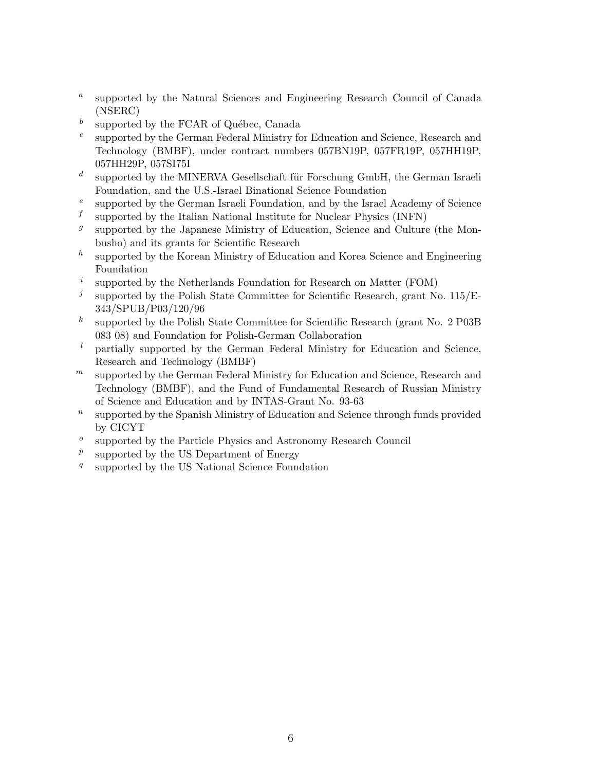[a] supported by the Natural Sciences and Engineering Research Council of Canada (NSERC)

[b] supported by the FCAR of Québec, Canada

[c] supported by the German Federal Ministry for Education and Science, Research and Technology (BMBF), under contract numbers 057BN19P, 057FR19P, 057HH19P, 057HH29P, 057SI75I

[d] supported by the MINERVA Gesellschaft für Forschung GmbH, the German Israeli Foundation, and the U.S.-Israel Binational Science Foundation

[e] supported by the German Israeli Foundation, and by the Israel Academy of Science

[f] supported by the Italian National Institute for Nuclear Physics (INFN)

[g] supported by the Japanese Ministry of Education, Science and Culture (the Monbusho) and its grants for Scientific Research

[h] supported by the Korean Ministry of Education and Korea Science and Engineering Foundation

[i] supported by the Netherlands Foundation for Research on Matter (FOM)

[j] supported by the Polish State Committee for Scientific Research, grant No. 115/E-343/SPUB/P03/120/96

[k] supported by the Polish State Committee for Scientific Research (grant No. 2 P03B 083 08) and Foundation for Polish-German Collaboration

[l] partially supported by the German Federal Ministry for Education and Science, Research and Technology (BMBF)

[m] supported by the German Federal Ministry for Education and Science, Research and Technology (BMBF), and the Fund of Fundamental Research of Russian Ministry of Science and Education and by INTAS-Grant No. 93-63

[n] supported by the Spanish Ministry of Education and Science through funds provided by CICYT

[o] supported by the Particle Physics and Astronomy Research Council

[p] supported by the US Department of Energy

[q] supported by the US National Science Foundation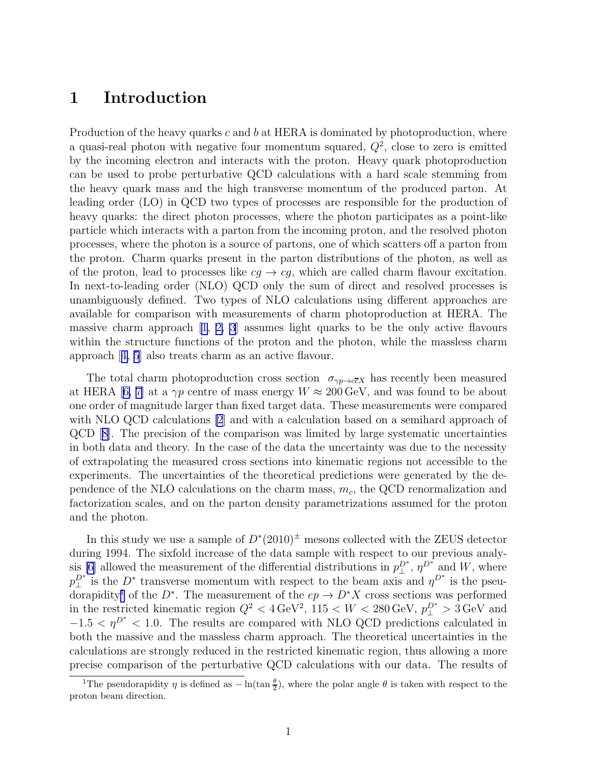# 1 Introduction

Production of the heavy quarks $c$ and $b$ at HERA is dominated by photoproduction, where a quasi-real photon with negative four momentum squared, $Q^2$, close to zero is emitted by the incoming electron and interacts with the proton. Heavy quark photoproduction can be used to probe perturbative QCD calculations with a hard scale stemming from the heavy quark mass and the high transverse momentum of the produced parton. At leading order (LO) in QCD two types of processes are responsible for the production of heavy quarks: the direct photon processes, where the photon participates as a point-like particle which interacts with a parton from the incoming proton, and the resolved photon processes, where the photon is a source of partons, one of which scatters off a parton from the proton. Charm quarks present in the parton distributions of the photon, as well as of the proton, lead to processes like $cg \rightarrow cg$, which are called charm flavour excitation. In next-to-leading order (NLO) QCD only the sum of direct and resolved processes is unambiguously defined. Two types of NLO calculations using different approaches are available for comparison with measurements of charm photoproduction at HERA. The massive charm approach [1, 2, 3] assumes light quarks to be the only active flavours within the structure functions of the proton and the photon, while the massless charm approach [4, 5] also treats charm as an active flavour.

The total charm photoproduction cross section $\sigma_{\gamma p \rightarrow c\bar{c}X}$ has recently been measured at HERA [6, 7] at a $\gamma p$ centre of mass energy $W \approx 200\,\mathrm{GeV}$, and was found to be about one order of magnitude larger than fixed target data. These measurements were compared with NLO QCD calculations [2] and with a calculation based on a semihard approach of QCD [8]. The precision of the comparison was limited by large systematic uncertainties in both data and theory. In the case of the data the uncertainty was due to the necessity of extrapolating the measured cross sections into kinematic regions not accessible to the experiments. The uncertainties of the theoretical predictions were generated by the dependence of the NLO calculations on the charm mass, $m_c$, the QCD renormalization and factorization scales, and on the parton density parametrizations assumed for the proton and the photon.

In this study we use a sample of $D^*(2010)^{\pm}$ mesons collected with the ZEUS detector during 1994. The sixfold increase of the data sample with respect to our previous analysis [6] allowed the measurement of the differential distributions in $p_{\perp}^{D^*}$, $\eta^{D^*}$ and $W$, where $p_{\perp}^{D^*}$ is the $D^*$ transverse momentum with respect to the beam axis and $\eta^{D^*}$ is the pseudorapidity[1] of the $D^*$. The measurement of the $ep \rightarrow D^*X$ cross sections was performed in the restricted kinematic region $Q^2 < 4\,\mathrm{GeV}^2$, $115 < W < 280\,\mathrm{GeV}$, $p_{\perp}^{D^*} > 3\,\mathrm{GeV}$ and $-1.5 < \eta^{D^*} < 1.0$. The results are compared with NLO QCD predictions calculated in both the massive and the massless charm approach. The theoretical uncertainties in the calculations are strongly reduced in the restricted kinematic region, thus allowing a more precise comparison of the perturbative QCD calculations with our data. The results of

[1] The pseudorapidity $\eta$ is defined as $-\ln(\tan\frac{\theta}{2})$, where the polar angle $\theta$ is taken with respect to the proton beam direction.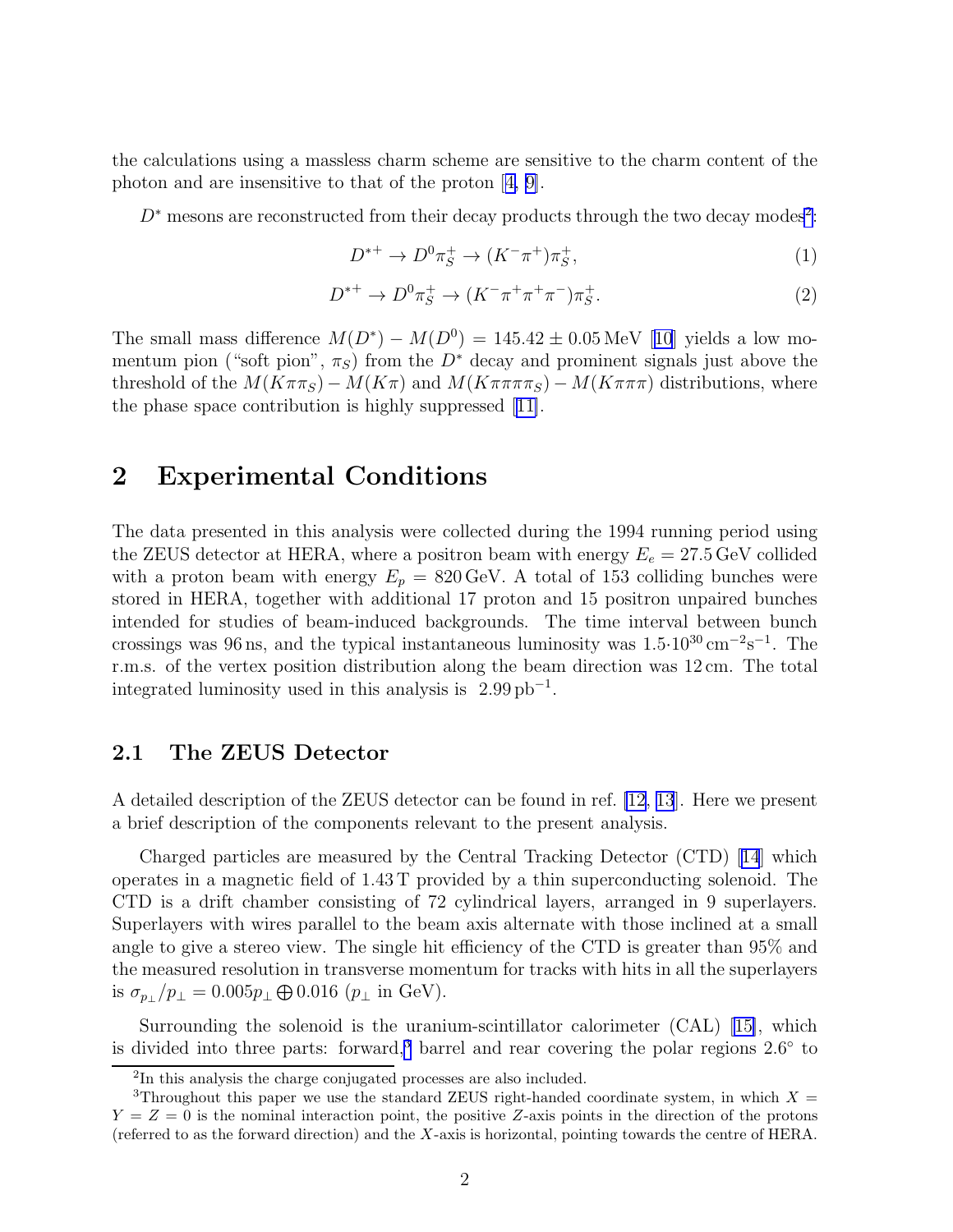the calculations using a massless charm scheme are sensitive to the charm content of the photon and are insensitive to that of the proton [4, 9].

$D^*$ mesons are reconstructed from their decay products through the two decay modes[2]:

$$D^{*+} \to D^0 \pi_S^+ \to (K^- \pi^+) \pi_S^+, \tag{1}$$

$$D^{*+} \to D^0 \pi_S^+ \to (K^- \pi^+ \pi^+ \pi^-) \pi_S^+. \tag{2}$$

The small mass difference $M(D^*) - M(D^0) = 145.42 \pm 0.05\,\text{MeV}$ [10] yields a low momentum pion ("soft pion", $\pi_S$) from the $D^*$ decay and prominent signals just above the threshold of the $M(K\pi\pi_S) - M(K\pi)$ and $M(K\pi\pi\pi\pi_S) - M(K\pi\pi\pi)$ distributions, where the phase space contribution is highly suppressed [11].

## 2 Experimental Conditions

The data presented in this analysis were collected during the 1994 running period using the ZEUS detector at HERA, where a positron beam with energy $E_e = 27.5\,\text{GeV}$ collided with a proton beam with energy $E_p = 820\,\text{GeV}$. A total of 153 colliding bunches were stored in HERA, together with additional 17 proton and 15 positron unpaired bunches intended for studies of beam-induced backgrounds. The time interval between bunch crossings was 96 ns, and the typical instantaneous luminosity was $1.5 \cdot 10^{30}\,\text{cm}^{-2}\text{s}^{-1}$. The r.m.s. of the vertex position distribution along the beam direction was 12 cm. The total integrated luminosity used in this analysis is $2.99\,\text{pb}^{-1}$.

### 2.1 The ZEUS Detector

A detailed description of the ZEUS detector can be found in ref. [12, 13]. Here we present a brief description of the components relevant to the present analysis.

Charged particles are measured by the Central Tracking Detector (CTD) [14] which operates in a magnetic field of 1.43 T provided by a thin superconducting solenoid. The CTD is a drift chamber consisting of 72 cylindrical layers, arranged in 9 superlayers. Superlayers with wires parallel to the beam axis alternate with those inclined at a small angle to give a stereo view. The single hit efficiency of the CTD is greater than 95% and the measured resolution in transverse momentum for tracks with hits in all the superlayers is $\sigma_{p_\perp}/p_\perp = 0.005 p_\perp \bigoplus 0.016$ ($p_\perp$ in GeV).

Surrounding the solenoid is the uranium-scintillator calorimeter (CAL) [15], which is divided into three parts: forward,[3] barrel and rear covering the polar regions 2.6° to

[2] In this analysis the charge conjugated processes are also included.

[3] Throughout this paper we use the standard ZEUS right-handed coordinate system, in which $X = Y = Z = 0$ is the nominal interaction point, the positive $Z$-axis points in the direction of the protons (referred to as the forward direction) and the $X$-axis is horizontal, pointing towards the centre of HERA.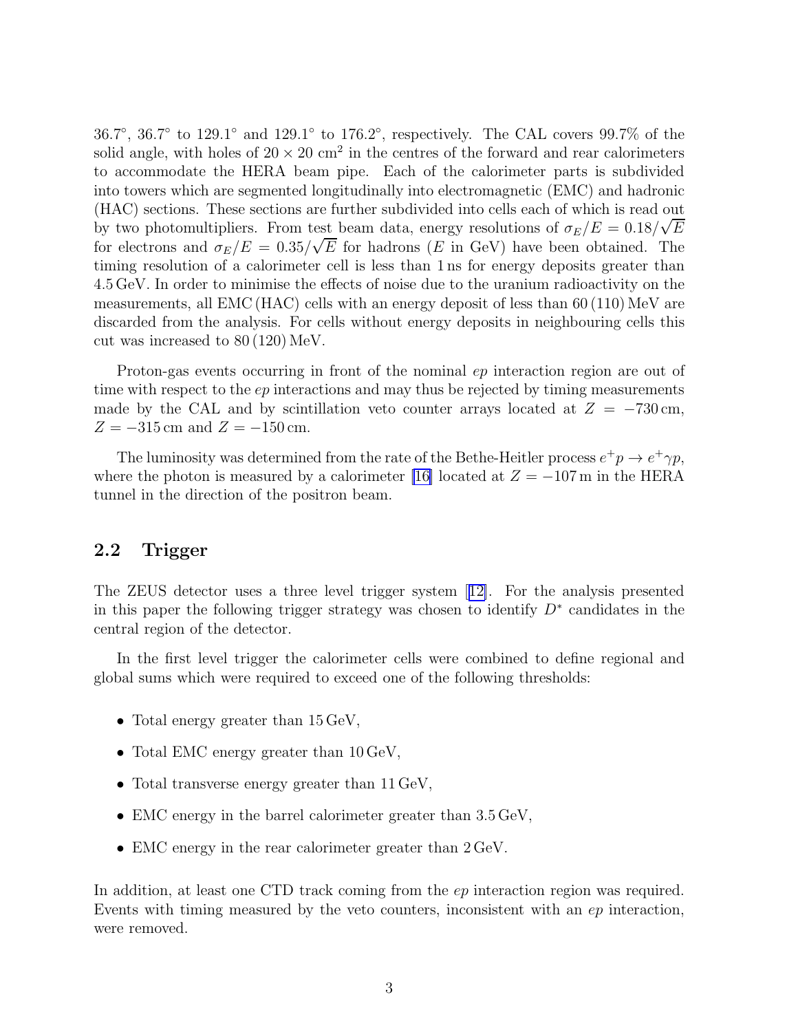36.7°, 36.7° to 129.1° and 129.1° to 176.2°, respectively. The CAL covers 99.7% of the solid angle, with holes of $20 \times 20$ cm$^2$ in the centres of the forward and rear calorimeters to accommodate the HERA beam pipe. Each of the calorimeter parts is subdivided into towers which are segmented longitudinally into electromagnetic (EMC) and hadronic (HAC) sections. These sections are further subdivided into cells each of which is read out by two photomultipliers. From test beam data, energy resolutions of $\sigma_E/E = 0.18/\sqrt{E}$ for electrons and $\sigma_E/E = 0.35/\sqrt{E}$ for hadrons ($E$ in GeV) have been obtained. The timing resolution of a calorimeter cell is less than 1 ns for energy deposits greater than 4.5 GeV. In order to minimise the effects of noise due to the uranium radioactivity on the measurements, all EMC (HAC) cells with an energy deposit of less than 60 (110) MeV are discarded from the analysis. For cells without energy deposits in neighbouring cells this cut was increased to 80 (120) MeV.

Proton-gas events occurring in front of the nominal $ep$ interaction region are out of time with respect to the $ep$ interactions and may thus be rejected by timing measurements made by the CAL and by scintillation veto counter arrays located at $Z = -730$ cm, $Z = -315$ cm and $Z = -150$ cm.

The luminosity was determined from the rate of the Bethe-Heitler process $e^+p \rightarrow e^+\gamma p$, where the photon is measured by a calorimeter [16] located at $Z = -107$ m in the HERA tunnel in the direction of the positron beam.

## 2.2 Trigger

The ZEUS detector uses a three level trigger system [12]. For the analysis presented in this paper the following trigger strategy was chosen to identify $D^*$ candidates in the central region of the detector.

In the first level trigger the calorimeter cells were combined to define regional and global sums which were required to exceed one of the following thresholds:

- Total energy greater than 15 GeV,
- Total EMC energy greater than 10 GeV,
- Total transverse energy greater than 11 GeV,
- EMC energy in the barrel calorimeter greater than 3.5 GeV,
- EMC energy in the rear calorimeter greater than 2 GeV.

In addition, at least one CTD track coming from the $ep$ interaction region was required. Events with timing measured by the veto counters, inconsistent with an $ep$ interaction, were removed.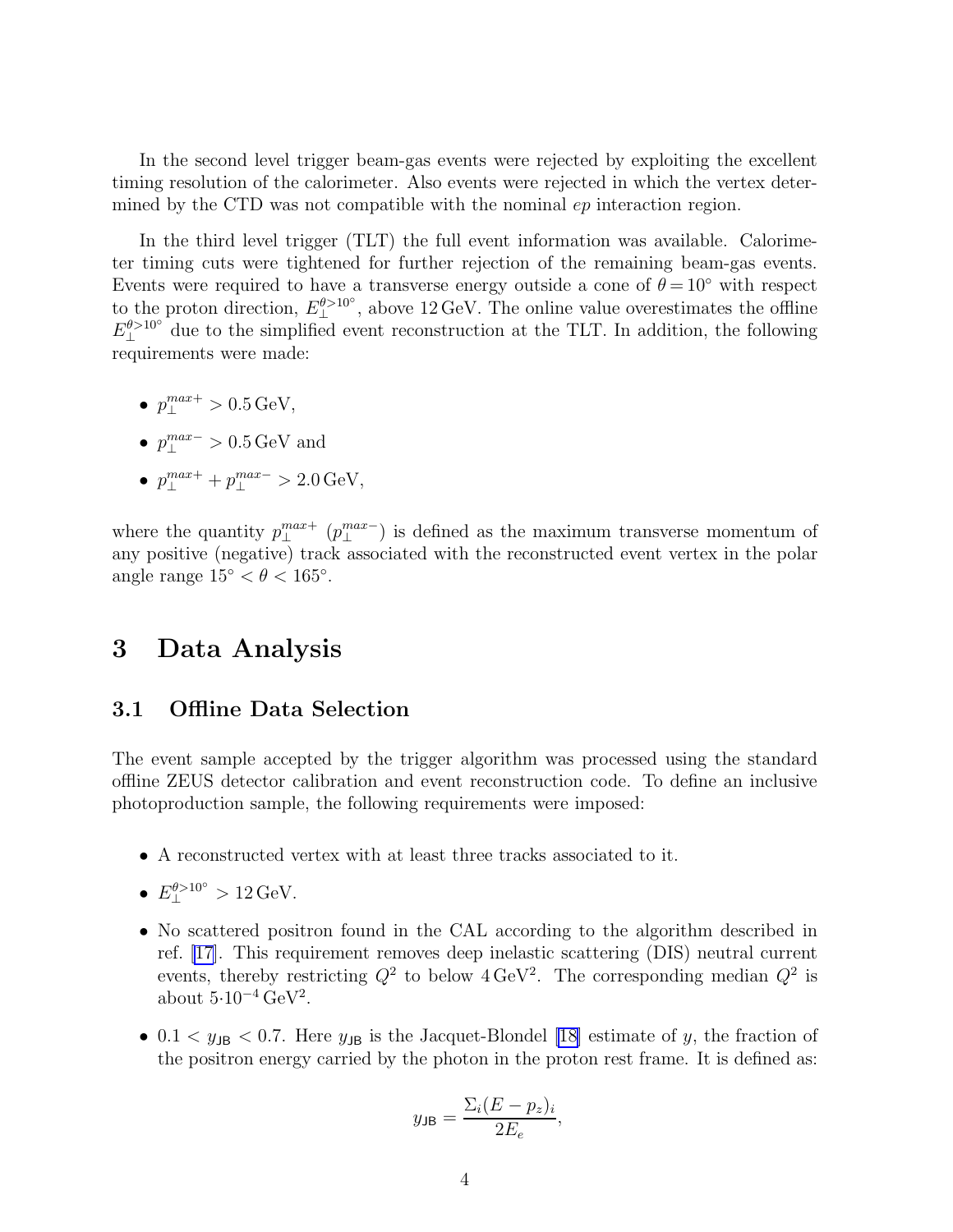In the second level trigger beam-gas events were rejected by exploiting the excellent timing resolution of the calorimeter. Also events were rejected in which the vertex determined by the CTD was not compatible with the nominal $ep$ interaction region.

In the third level trigger (TLT) the full event information was available. Calorimeter timing cuts were tightened for further rejection of the remaining beam-gas events. Events were required to have a transverse energy outside a cone of $\theta = 10^\circ$ with respect to the proton direction, $E_\perp^{\theta>10^\circ}$, above 12 GeV. The online value overestimates the offline $E_\perp^{\theta>10^\circ}$ due to the simplified event reconstruction at the TLT. In addition, the following requirements were made:

- $p_\perp^{max+} > 0.5\,\mathrm{GeV}$,
- $p_\perp^{max-} > 0.5\,\mathrm{GeV}$ and
- $p_\perp^{max+} + p_\perp^{max-} > 2.0\,\mathrm{GeV}$,

where the quantity $p_\perp^{max+}$ ($p_\perp^{max-}$) is defined as the maximum transverse momentum of any positive (negative) track associated with the reconstructed event vertex in the polar angle range $15^\circ < \theta < 165^\circ$.

# 3 Data Analysis

## 3.1 Offline Data Selection

The event sample accepted by the trigger algorithm was processed using the standard offline ZEUS detector calibration and event reconstruction code. To define an inclusive photoproduction sample, the following requirements were imposed:

- A reconstructed vertex with at least three tracks associated to it.
- $E_\perp^{\theta>10^\circ} > 12\,\mathrm{GeV}$.
- No scattered positron found in the CAL according to the algorithm described in ref. [17]. This requirement removes deep inelastic scattering (DIS) neutral current events, thereby restricting $Q^2$ to below $4\,\mathrm{GeV}^2$. The corresponding median $Q^2$ is about $5{\cdot}10^{-4}\,\mathrm{GeV}^2$.
- $0.1 < y_{\mathsf{JB}} < 0.7$. Here $y_{\mathsf{JB}}$ is the Jacquet-Blondel [18] estimate of $y$, the fraction of the positron energy carried by the photon in the proton rest frame. It is defined as:

$$y_{\mathsf{JB}} = \frac{\Sigma_i (E - p_z)_i}{2E_e},$$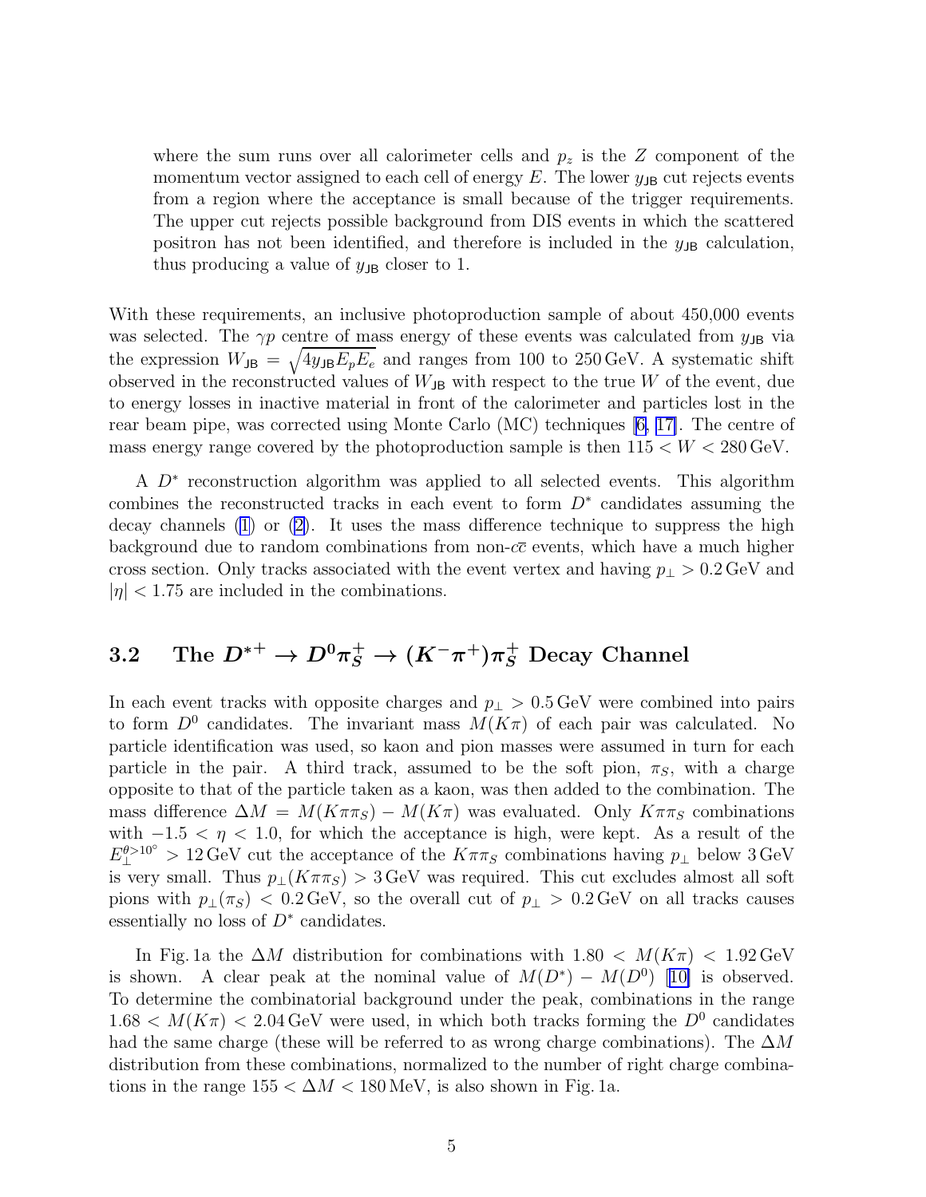where the sum runs over all calorimeter cells and $p_z$ is the $Z$ component of the momentum vector assigned to each cell of energy $E$. The lower $y_{\mathsf{JB}}$ cut rejects events from a region where the acceptance is small because of the trigger requirements. The upper cut rejects possible background from DIS events in which the scattered positron has not been identified, and therefore is included in the $y_{\mathsf{JB}}$ calculation, thus producing a value of $y_{\mathsf{JB}}$ closer to 1.

With these requirements, an inclusive photoproduction sample of about 450,000 events was selected. The $\gamma p$ centre of mass energy of these events was calculated from $y_{\mathsf{JB}}$ via the expression $W_{\mathsf{JB}} = \sqrt{4y_{\mathsf{JB}}E_pE_e}$ and ranges from 100 to 250 GeV. A systematic shift observed in the reconstructed values of $W_{\mathsf{JB}}$ with respect to the true $W$ of the event, due to energy losses in inactive material in front of the calorimeter and particles lost in the rear beam pipe, was corrected using Monte Carlo (MC) techniques [6, 17]. The centre of mass energy range covered by the photoproduction sample is then $115 < W < 280$ GeV.

A $D^*$ reconstruction algorithm was applied to all selected events. This algorithm combines the reconstructed tracks in each event to form $D^*$ candidates assuming the decay channels (1) or (2). It uses the mass difference technique to suppress the high background due to random combinations from non-$c\bar{c}$ events, which have a much higher cross section. Only tracks associated with the event vertex and having $p_\perp > 0.2$ GeV and $|\eta| < 1.75$ are included in the combinations.

### 3.2 The $D^{*+} \rightarrow D^0\pi_S^+ \rightarrow (K^-\pi^+)\pi_S^+$ Decay Channel

In each event tracks with opposite charges and $p_\perp > 0.5$ GeV were combined into pairs to form $D^0$ candidates. The invariant mass $M(K\pi)$ of each pair was calculated. No particle identification was used, so kaon and pion masses were assumed in turn for each particle in the pair. A third track, assumed to be the soft pion, $\pi_S$, with a charge opposite to that of the particle taken as a kaon, was then added to the combination. The mass difference $\Delta M = M(K\pi\pi_S) - M(K\pi)$ was evaluated. Only $K\pi\pi_S$ combinations with $-1.5 < \eta < 1.0$, for which the acceptance is high, were kept. As a result of the $E_\perp^{\theta>10^\circ} > 12$ GeV cut the acceptance of the $K\pi\pi_S$ combinations having $p_\perp$ below 3 GeV is very small. Thus $p_\perp(K\pi\pi_S) > 3$ GeV was required. This cut excludes almost all soft pions with $p_\perp(\pi_S) < 0.2$ GeV, so the overall cut of $p_\perp > 0.2$ GeV on all tracks causes essentially no loss of $D^*$ candidates.

In Fig. 1a the $\Delta M$ distribution for combinations with $1.80 < M(K\pi) < 1.92$ GeV is shown. A clear peak at the nominal value of $M(D^*) - M(D^0)$ [10] is observed. To determine the combinatorial background under the peak, combinations in the range $1.68 < M(K\pi) < 2.04$ GeV were used, in which both tracks forming the $D^0$ candidates had the same charge (these will be referred to as wrong charge combinations). The $\Delta M$ distribution from these combinations, normalized to the number of right charge combinations in the range $155 < \Delta M < 180$ MeV, is also shown in Fig. 1a.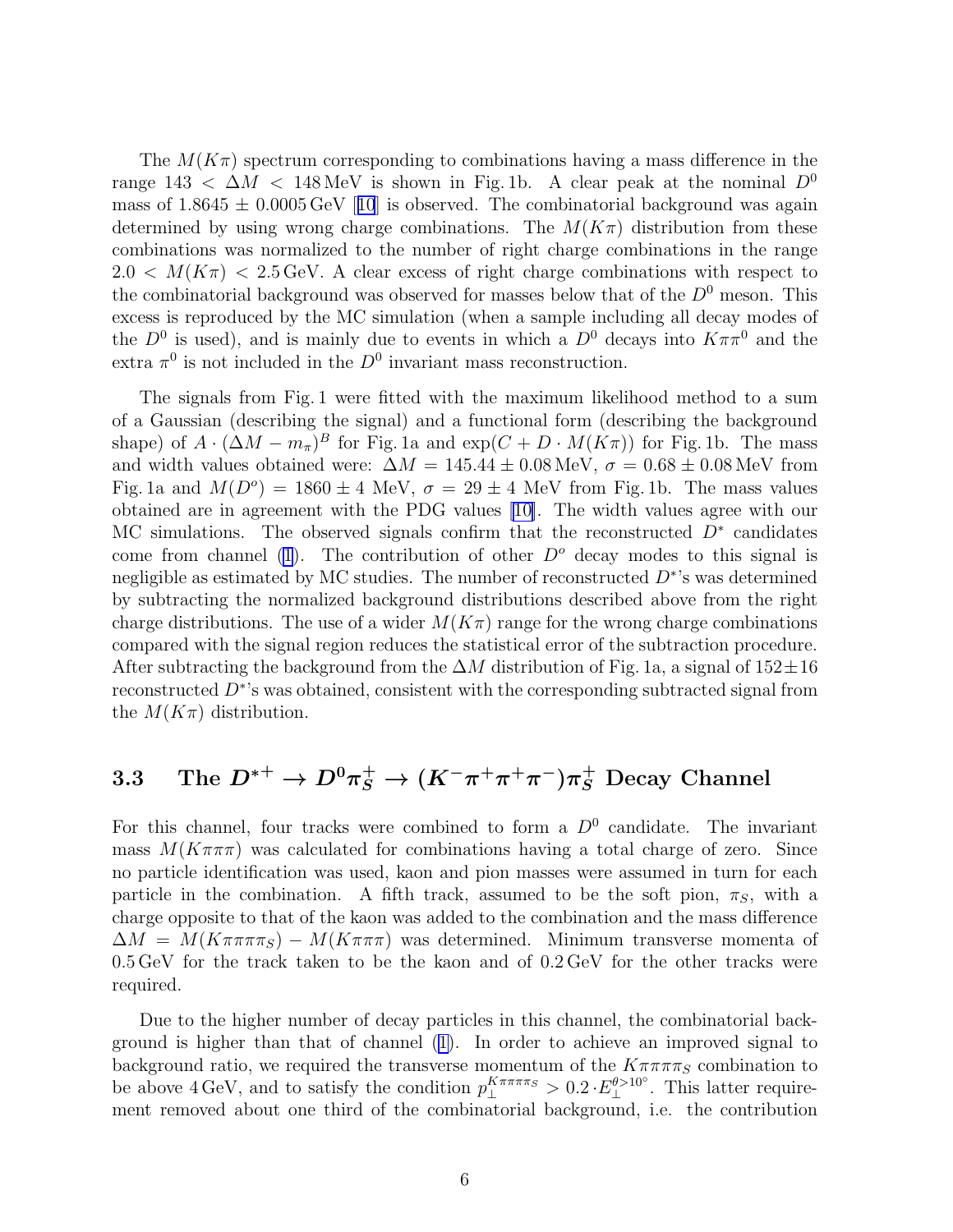The $M(K\pi)$ spectrum corresponding to combinations having a mass difference in the range $143 < \Delta M < 148\,\text{MeV}$ is shown in Fig. 1b. A clear peak at the nominal $D^0$ mass of $1.8645 \pm 0.0005\,\text{GeV}$ [10] is observed. The combinatorial background was again determined by using wrong charge combinations. The $M(K\pi)$ distribution from these combinations was normalized to the number of right charge combinations in the range $2.0 < M(K\pi) < 2.5\,\text{GeV}$. A clear excess of right charge combinations with respect to the combinatorial background was observed for masses below that of the $D^0$ meson. This excess is reproduced by the MC simulation (when a sample including all decay modes of the $D^0$ is used), and is mainly due to events in which a $D^0$ decays into $K\pi\pi^0$ and the extra $\pi^0$ is not included in the $D^0$ invariant mass reconstruction.

The signals from Fig. 1 were fitted with the maximum likelihood method to a sum of a Gaussian (describing the signal) and a functional form (describing the background shape) of $A \cdot (\Delta M - m_\pi)^B$ for Fig. 1a and $\exp(C + D \cdot M(K\pi))$ for Fig. 1b. The mass and width values obtained were: $\Delta M = 145.44 \pm 0.08\,\text{MeV}$, $\sigma = 0.68 \pm 0.08\,\text{MeV}$ from Fig. 1a and $M(D^o) = 1860 \pm 4$ MeV, $\sigma = 29 \pm 4$ MeV from Fig. 1b. The mass values obtained are in agreement with the PDG values [10]. The width values agree with our MC simulations. The observed signals confirm that the reconstructed $D^*$ candidates come from channel (1). The contribution of other $D^o$ decay modes to this signal is negligible as estimated by MC studies. The number of reconstructed $D^*$'s was determined by subtracting the normalized background distributions described above from the right charge distributions. The use of a wider $M(K\pi)$ range for the wrong charge combinations compared with the signal region reduces the statistical error of the subtraction procedure. After subtracting the background from the $\Delta M$ distribution of Fig. 1a, a signal of $152 \pm 16$ reconstructed $D^*$'s was obtained, consistent with the corresponding subtracted signal from the $M(K\pi)$ distribution.

### 3.3 The $D^{*+} \to D^0\pi_S^+ \to (K^-\pi^+\pi^+\pi^-)\pi_S^+$ Decay Channel

For this channel, four tracks were combined to form a $D^0$ candidate. The invariant mass $M(K\pi\pi\pi)$ was calculated for combinations having a total charge of zero. Since no particle identification was used, kaon and pion masses were assumed in turn for each particle in the combination. A fifth track, assumed to be the soft pion, $\pi_S$, with a charge opposite to that of the kaon was added to the combination and the mass difference $\Delta M = M(K\pi\pi\pi\pi_S) - M(K\pi\pi\pi)$ was determined. Minimum transverse momenta of $0.5\,\text{GeV}$ for the track taken to be the kaon and of $0.2\,\text{GeV}$ for the other tracks were required.

Due to the higher number of decay particles in this channel, the combinatorial background is higher than that of channel (1). In order to achieve an improved signal to background ratio, we required the transverse momentum of the $K\pi\pi\pi\pi_S$ combination to be above $4\,\text{GeV}$, and to satisfy the condition $p_\perp^{K\pi\pi\pi\pi_S} > 0.2 \cdot E_\perp^{\theta>10^\circ}$. This latter requirement removed about one third of the combinatorial background, i.e. the contribution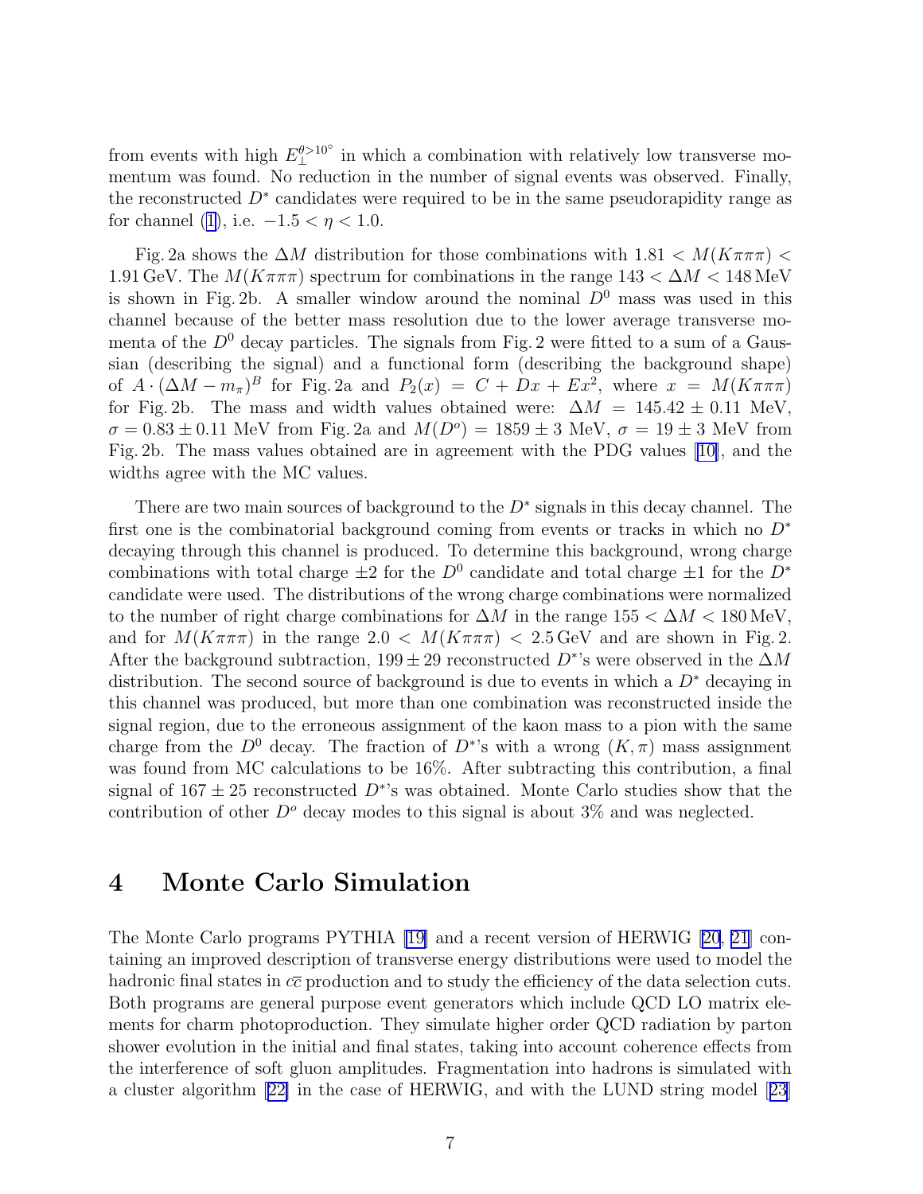from events with high $E_{\perp}^{\theta>10^{\circ}}$ in which a combination with relatively low transverse momentum was found. No reduction in the number of signal events was observed. Finally, the reconstructed $D^*$ candidates were required to be in the same pseudorapidity range as for channel (1), i.e. $-1.5 < \eta < 1.0$.

Fig. 2a shows the $\Delta M$ distribution for those combinations with $1.81 < M(K\pi\pi\pi) < 1.91\,\mathrm{GeV}$. The $M(K\pi\pi\pi)$ spectrum for combinations in the range $143 < \Delta M < 148\,\mathrm{MeV}$ is shown in Fig. 2b. A smaller window around the nominal $D^0$ mass was used in this channel because of the better mass resolution due to the lower average transverse momenta of the $D^0$ decay particles. The signals from Fig. 2 were fitted to a sum of a Gaussian (describing the signal) and a functional form (describing the background shape) of $A \cdot (\Delta M - m_\pi)^B$ for Fig. 2a and $P_2(x) = C + Dx + Ex^2$, where $x = M(K\pi\pi\pi)$ for Fig. 2b. The mass and width values obtained were: $\Delta M = 145.42 \pm 0.11$ MeV, $\sigma = 0.83 \pm 0.11$ MeV from Fig. 2a and $M(D^o) = 1859 \pm 3$ MeV, $\sigma = 19 \pm 3$ MeV from Fig. 2b. The mass values obtained are in agreement with the PDG values [10], and the widths agree with the MC values.

There are two main sources of background to the $D^*$ signals in this decay channel. The first one is the combinatorial background coming from events or tracks in which no $D^*$ decaying through this channel is produced. To determine this background, wrong charge combinations with total charge $\pm 2$ for the $D^0$ candidate and total charge $\pm 1$ for the $D^*$ candidate were used. The distributions of the wrong charge combinations were normalized to the number of right charge combinations for $\Delta M$ in the range $155 < \Delta M < 180\,\mathrm{MeV}$, and for $M(K\pi\pi\pi)$ in the range $2.0 < M(K\pi\pi\pi) < 2.5\,\mathrm{GeV}$ and are shown in Fig. 2. After the background subtraction, $199 \pm 29$ reconstructed $D^*$'s were observed in the $\Delta M$ distribution. The second source of background is due to events in which a $D^*$ decaying in this channel was produced, but more than one combination was reconstructed inside the signal region, due to the erroneous assignment of the kaon mass to a pion with the same charge from the $D^0$ decay. The fraction of $D^*$'s with a wrong $(K, \pi)$ mass assignment was found from MC calculations to be 16%. After subtracting this contribution, a final signal of $167 \pm 25$ reconstructed $D^*$'s was obtained. Monte Carlo studies show that the contribution of other $D^o$ decay modes to this signal is about 3% and was neglected.

# 4 Monte Carlo Simulation

The Monte Carlo programs PYTHIA [19] and a recent version of HERWIG [20, 21] containing an improved description of transverse energy distributions were used to model the hadronic final states in $c\bar{c}$ production and to study the efficiency of the data selection cuts. Both programs are general purpose event generators which include QCD LO matrix elements for charm photoproduction. They simulate higher order QCD radiation by parton shower evolution in the initial and final states, taking into account coherence effects from the interference of soft gluon amplitudes. Fragmentation into hadrons is simulated with a cluster algorithm [22] in the case of HERWIG, and with the LUND string model [23]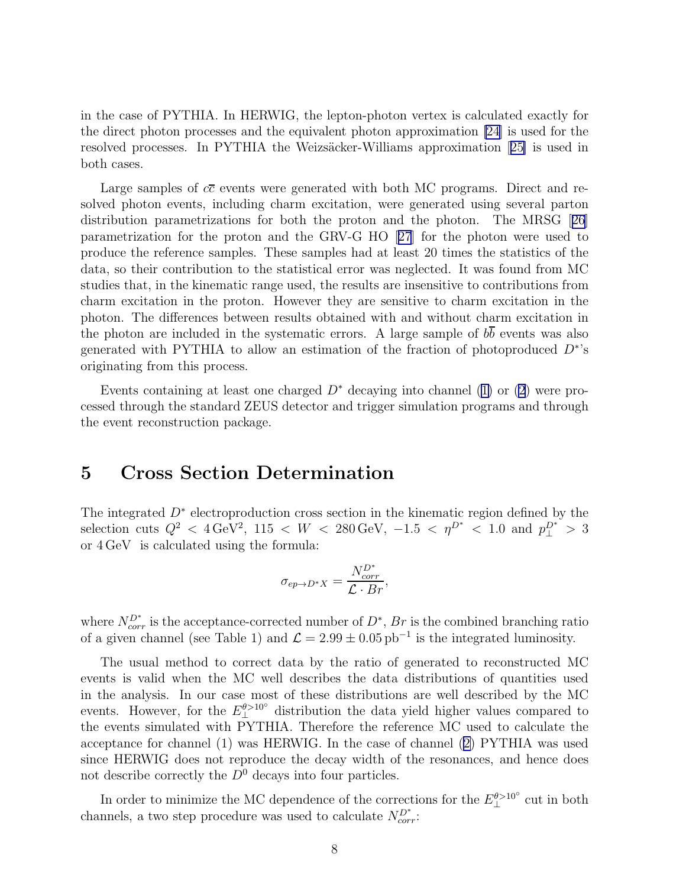in the case of PYTHIA. In HERWIG, the lepton-photon vertex is calculated exactly for the direct photon processes and the equivalent photon approximation [24] is used for the resolved processes. In PYTHIA the Weizsäcker-Williams approximation [25] is used in both cases.

Large samples of $c\overline{c}$ events were generated with both MC programs. Direct and resolved photon events, including charm excitation, were generated using several parton distribution parametrizations for both the proton and the photon. The MRSG [26] parametrization for the proton and the GRV-G HO [27] for the photon were used to produce the reference samples. These samples had at least 20 times the statistics of the data, so their contribution to the statistical error was neglected. It was found from MC studies that, in the kinematic range used, the results are insensitive to contributions from charm excitation in the proton. However they are sensitive to charm excitation in the photon. The differences between results obtained with and without charm excitation in the photon are included in the systematic errors. A large sample of $b\overline{b}$ events was also generated with PYTHIA to allow an estimation of the fraction of photoproduced $D^*$'s originating from this process.

Events containing at least one charged $D^*$ decaying into channel (1) or (2) were processed through the standard ZEUS detector and trigger simulation programs and through the event reconstruction package.

# 5 Cross Section Determination

The integrated $D^*$ electroproduction cross section in the kinematic region defined by the selection cuts $Q^2 < 4\,\mathrm{GeV}^2$, $115 < W < 280\,\mathrm{GeV}$, $-1.5 < \eta^{D^*} < 1.0$ and $p_\perp^{D^*} > 3$ or $4\,\mathrm{GeV}$ is calculated using the formula:

$$\sigma_{ep \to D^* X} = \frac{N_{corr}^{D^*}}{\mathcal{L} \cdot Br},$$

where $N_{corr}^{D^*}$ is the acceptance-corrected number of $D^*$, $Br$ is the combined branching ratio of a given channel (see Table 1) and $\mathcal{L} = 2.99 \pm 0.05\,\mathrm{pb}^{-1}$ is the integrated luminosity.

The usual method to correct data by the ratio of generated to reconstructed MC events is valid when the MC well describes the data distributions of quantities used in the analysis. In our case most of these distributions are well described by the MC events. However, for the $E_\perp^{\theta>10^\circ}$ distribution the data yield higher values compared to the events simulated with PYTHIA. Therefore the reference MC used to calculate the acceptance for channel (1) was HERWIG. In the case of channel (2) PYTHIA was used since HERWIG does not reproduce the decay width of the resonances, and hence does not describe correctly the $D^0$ decays into four particles.

In order to minimize the MC dependence of the corrections for the $E_\perp^{\theta>10^\circ}$ cut in both channels, a two step procedure was used to calculate $N_{corr}^{D^*}$: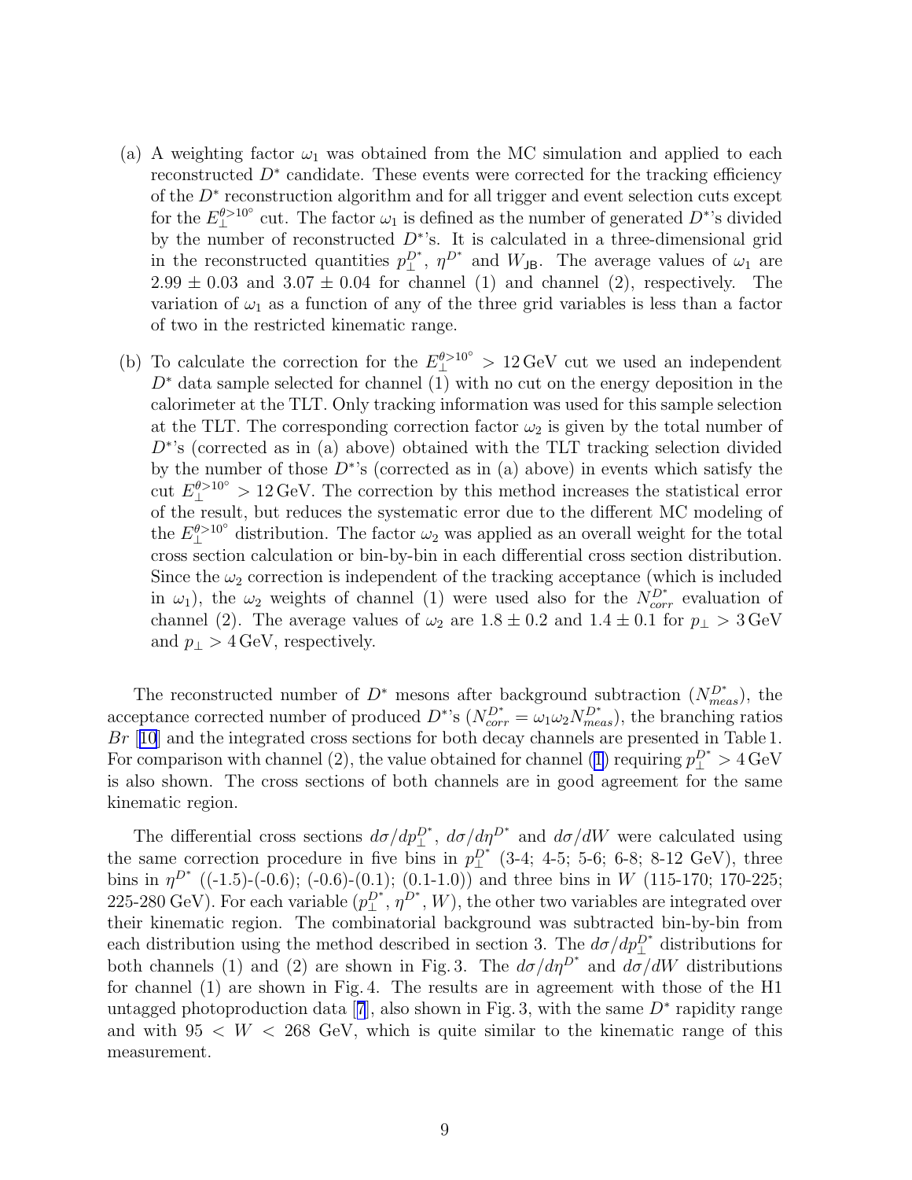(a) A weighting factor $\omega_1$ was obtained from the MC simulation and applied to each reconstructed $D^*$ candidate. These events were corrected for the tracking efficiency of the $D^*$ reconstruction algorithm and for all trigger and event selection cuts except for the $E_\perp^{\theta>10^\circ}$ cut. The factor $\omega_1$ is defined as the number of generated $D^*$'s divided by the number of reconstructed $D^*$'s. It is calculated in a three-dimensional grid in the reconstructed quantities $p_\perp^{D^*}$, $\eta^{D^*}$ and $W_{\mathsf{JB}}$. The average values of $\omega_1$ are $2.99 \pm 0.03$ and $3.07 \pm 0.04$ for channel (1) and channel (2), respectively. The variation of $\omega_1$ as a function of any of the three grid variables is less than a factor of two in the restricted kinematic range.

(b) To calculate the correction for the $E_\perp^{\theta>10^\circ} > 12\,\mathrm{GeV}$ cut we used an independent $D^*$ data sample selected for channel (1) with no cut on the energy deposition in the calorimeter at the TLT. Only tracking information was used for this sample selection at the TLT. The corresponding correction factor $\omega_2$ is given by the total number of $D^*$'s (corrected as in (a) above) obtained with the TLT tracking selection divided by the number of those $D^*$'s (corrected as in (a) above) in events which satisfy the cut $E_\perp^{\theta>10^\circ} > 12\,\mathrm{GeV}$. The correction by this method increases the statistical error of the result, but reduces the systematic error due to the different MC modeling of the $E_\perp^{\theta>10^\circ}$ distribution. The factor $\omega_2$ was applied as an overall weight for the total cross section calculation or bin-by-bin in each differential cross section distribution. Since the $\omega_2$ correction is independent of the tracking acceptance (which is included in $\omega_1$), the $\omega_2$ weights of channel (1) were used also for the $N_{corr}^{D^*}$ evaluation of channel (2). The average values of $\omega_2$ are $1.8 \pm 0.2$ and $1.4 \pm 0.1$ for $p_\perp > 3\,\mathrm{GeV}$ and $p_\perp > 4\,\mathrm{GeV}$, respectively.

The reconstructed number of $D^*$ mesons after background subtraction ($N_{meas}^{D^*}$), the acceptance corrected number of produced $D^*$'s ($N_{corr}^{D^*} = \omega_1 \omega_2 N_{meas}^{D^*}$), the branching ratios $Br$ [10] and the integrated cross sections for both decay channels are presented in Table 1. For comparison with channel (2), the value obtained for channel (1) requiring $p_\perp^{D^*} > 4\,\mathrm{GeV}$ is also shown. The cross sections of both channels are in good agreement for the same kinematic region.

The differential cross sections $d\sigma/dp_\perp^{D^*}$, $d\sigma/d\eta^{D^*}$ and $d\sigma/dW$ were calculated using the same correction procedure in five bins in $p_\perp^{D^*}$ (3-4; 4-5; 5-6; 6-8; 8-12 GeV), three bins in $\eta^{D^*}$ ((-1.5)-(-0.6); (-0.6)-(0.1); (0.1-1.0)) and three bins in $W$ (115-170; 170-225; 225-280 GeV). For each variable ($p_\perp^{D^*}$, $\eta^{D^*}$, $W$), the other two variables are integrated over their kinematic region. The combinatorial background was subtracted bin-by-bin from each distribution using the method described in section 3. The $d\sigma/dp_\perp^{D^*}$ distributions for both channels (1) and (2) are shown in Fig. 3. The $d\sigma/d\eta^{D^*}$ and $d\sigma/dW$ distributions for channel (1) are shown in Fig. 4. The results are in agreement with those of the H1 untagged photoproduction data [7], also shown in Fig. 3, with the same $D^*$ rapidity range and with $95 < W < 268$ GeV, which is quite similar to the kinematic range of this measurement.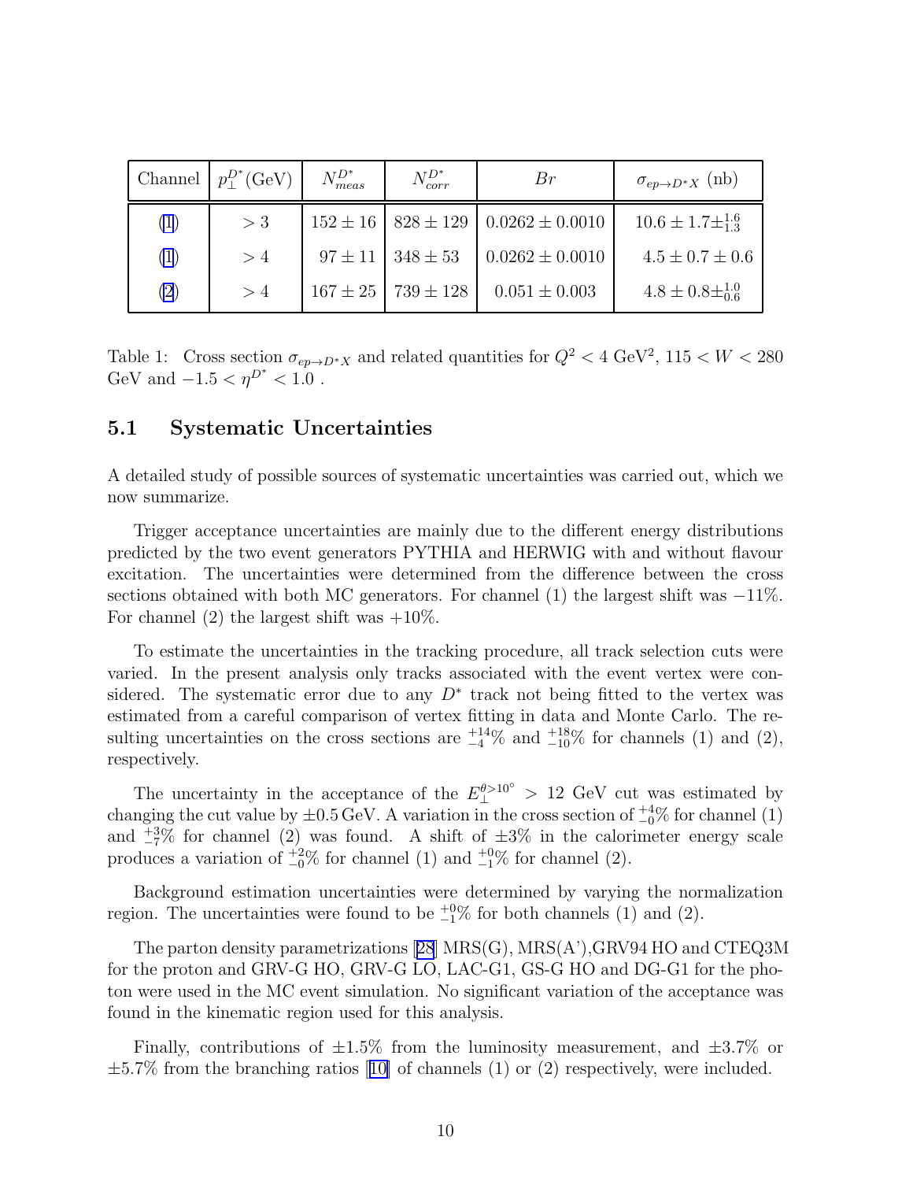| Channel | $p_\perp^{D^*}$(GeV) | $N_{meas}^{D^*}$ | $N_{corr}^{D^*}$ | $Br$ | $\sigma_{ep\to D^*X}$ (nb) |
|---|---|---|---|---|---|
| (1) | $>3$ | $152\pm16$ | $828\pm129$ | $0.0262\pm0.0010$ | $10.6\pm1.7\pm^{1.6}_{1.3}$ |
| (1) | $>4$ | $97\pm11$ | $348\pm53$ | $0.0262\pm0.0010$ | $4.5\pm0.7\pm0.6$ |
| (2) | $>4$ | $167\pm25$ | $739\pm128$ | $0.051\pm0.003$ | $4.8\pm0.8\pm^{1.0}_{0.6}$ |

Table 1: Cross section $\sigma_{ep\to D^*X}$ and related quantities for $Q^2<4$ GeV$^2$, $115<W<280$ GeV and $-1.5<\eta^{D^*}<1.0$ .

### 5.1 Systematic Uncertainties

A detailed study of possible sources of systematic uncertainties was carried out, which we now summarize.

Trigger acceptance uncertainties are mainly due to the different energy distributions predicted by the two event generators PYTHIA and HERWIG with and without flavour excitation. The uncertainties were determined from the difference between the cross sections obtained with both MC generators. For channel (1) the largest shift was $-11\%$. For channel (2) the largest shift was $+10\%$.

To estimate the uncertainties in the tracking procedure, all track selection cuts were varied. In the present analysis only tracks associated with the event vertex were considered. The systematic error due to any $D^*$ track not being fitted to the vertex was estimated from a careful comparison of vertex fitting in data and Monte Carlo. The resulting uncertainties on the cross sections are $^{+14}_{-4}\%$ and $^{+18}_{-10}\%$ for channels (1) and (2), respectively.

The uncertainty in the acceptance of the $E_\perp^{\theta>10^\circ}>12$ GeV cut was estimated by changing the cut value by $\pm0.5$ GeV. A variation in the cross section of $^{+4}_{-0}\%$ for channel (1) and $^{+3}_{-7}\%$ for channel (2) was found. A shift of $\pm3\%$ in the calorimeter energy scale produces a variation of $^{+2}_{-0}\%$ for channel (1) and $^{+0}_{-1}\%$ for channel (2).

Background estimation uncertainties were determined by varying the normalization region. The uncertainties were found to be $^{+0}_{-1}\%$ for both channels (1) and (2).

The parton density parametrizations [28] MRS(G), MRS(A'),GRV94 HO and CTEQ3M for the proton and GRV-G HO, GRV-G LO, LAC-G1, GS-G HO and DG-G1 for the photon were used in the MC event simulation. No significant variation of the acceptance was found in the kinematic region used for this analysis.

Finally, contributions of $\pm1.5\%$ from the luminosity measurement, and $\pm3.7\%$ or $\pm5.7\%$ from the branching ratios [10] of channels (1) or (2) respectively, were included.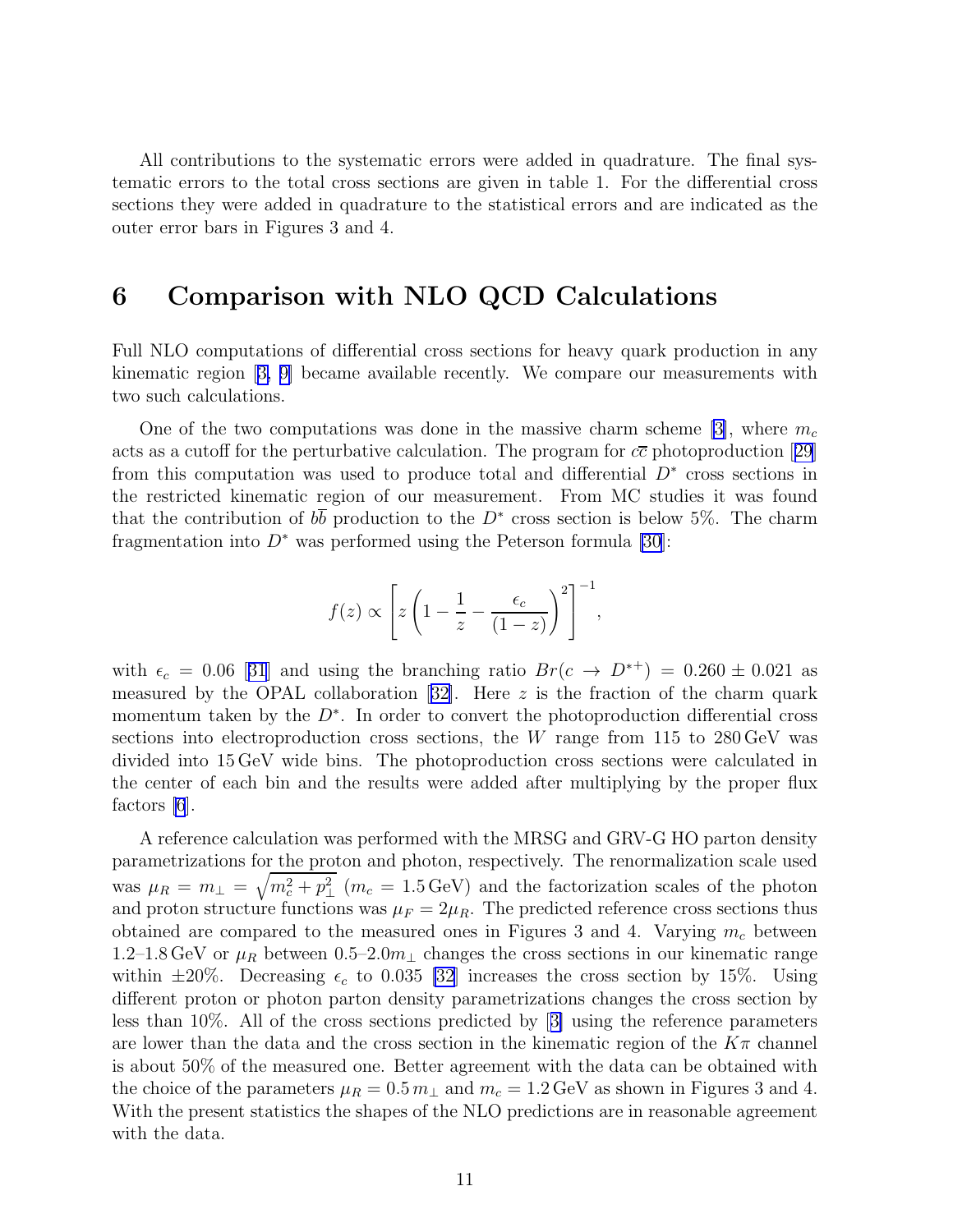All contributions to the systematic errors were added in quadrature. The final systematic errors to the total cross sections are given in table 1. For the differential cross sections they were added in quadrature to the statistical errors and are indicated as the outer error bars in Figures 3 and 4.

## 6 Comparison with NLO QCD Calculations

Full NLO computations of differential cross sections for heavy quark production in any kinematic region [3, 9] became available recently. We compare our measurements with two such calculations.

One of the two computations was done in the massive charm scheme [3], where $m_c$ acts as a cutoff for the perturbative calculation. The program for $c\bar{c}$ photoproduction [29] from this computation was used to produce total and differential $D^*$ cross sections in the restricted kinematic region of our measurement. From MC studies it was found that the contribution of $b\bar{b}$ production to the $D^*$ cross section is below 5%. The charm fragmentation into $D^*$ was performed using the Peterson formula [30]:

$$f(z) \propto \left[ z \left( 1 - \frac{1}{z} - \frac{\epsilon_c}{(1-z)} \right)^2 \right]^{-1},$$

with $\epsilon_c = 0.06$ [31] and using the branching ratio $Br(c \to D^{*+}) = 0.260 \pm 0.021$ as measured by the OPAL collaboration [32]. Here $z$ is the fraction of the charm quark momentum taken by the $D^*$. In order to convert the photoproduction differential cross sections into electroproduction cross sections, the $W$ range from 115 to 280 GeV was divided into 15 GeV wide bins. The photoproduction cross sections were calculated in the center of each bin and the results were added after multiplying by the proper flux factors [6].

A reference calculation was performed with the MRSG and GRV-G HO parton density parametrizations for the proton and photon, respectively. The renormalization scale used was $\mu_R = m_\perp = \sqrt{m_c^2 + p_\perp^2}$ ($m_c = 1.5\,\text{GeV}$) and the factorization scales of the photon and proton structure functions was $\mu_F = 2\mu_R$. The predicted reference cross sections thus obtained are compared to the measured ones in Figures 3 and 4. Varying $m_c$ between 1.2–1.8 GeV or $\mu_R$ between $0.5$–$2.0 m_\perp$ changes the cross sections in our kinematic range within $\pm 20\%$. Decreasing $\epsilon_c$ to 0.035 [32] increases the cross section by 15%. Using different proton or photon parton density parametrizations changes the cross section by less than 10%. All of the cross sections predicted by [3] using the reference parameters are lower than the data and the cross section in the kinematic region of the $K\pi$ channel is about 50% of the measured one. Better agreement with the data can be obtained with the choice of the parameters $\mu_R = 0.5\, m_\perp$ and $m_c = 1.2\,\text{GeV}$ as shown in Figures 3 and 4. With the present statistics the shapes of the NLO predictions are in reasonable agreement with the data.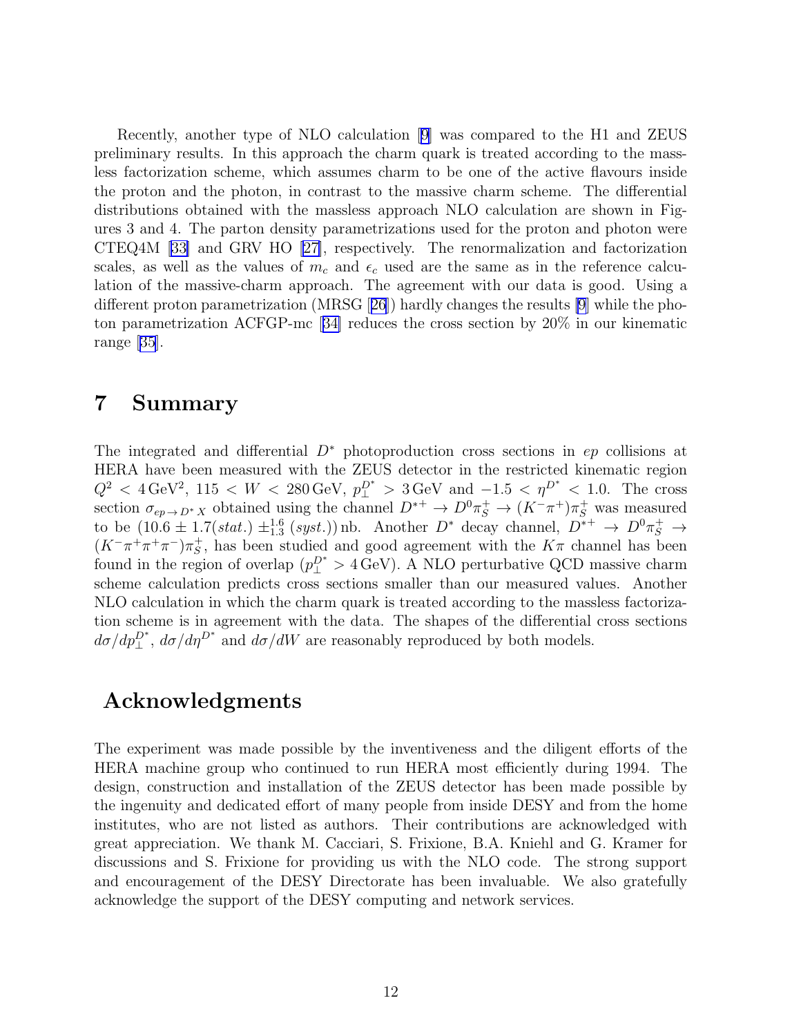Recently, another type of NLO calculation [9] was compared to the H1 and ZEUS preliminary results. In this approach the charm quark is treated according to the massless factorization scheme, which assumes charm to be one of the active flavours inside the proton and the photon, in contrast to the massive charm scheme. The differential distributions obtained with the massless approach NLO calculation are shown in Figures 3 and 4. The parton density parametrizations used for the proton and photon were CTEQ4M [33] and GRV HO [27], respectively. The renormalization and factorization scales, as well as the values of $m_c$ and $\epsilon_c$ used are the same as in the reference calculation of the massive-charm approach. The agreement with our data is good. Using a different proton parametrization (MRSG [26]) hardly changes the results [9] while the photon parametrization ACFGP-mc [34] reduces the cross section by 20% in our kinematic range [35].

# 7 Summary

The integrated and differential $D^*$ photoproduction cross sections in $ep$ collisions at HERA have been measured with the ZEUS detector in the restricted kinematic region $Q^2 < 4\,\mathrm{GeV}^2$, $115 < W < 280\,\mathrm{GeV}$, $p_\perp^{D^*} > 3\,\mathrm{GeV}$ and $-1.5 < \eta^{D^*} < 1.0$. The cross section $\sigma_{ep\to D^* X}$ obtained using the channel $D^{*+} \to D^0\pi_S^+ \to (K^-\pi^+)\pi_S^+$ was measured to be $(10.6 \pm 1.7(stat.) \pm^{1.6}_{1.3}\,(syst.))\,\mathrm{nb}$. Another $D^*$ decay channel, $D^{*+} \to D^0\pi_S^+ \to (K^-\pi^+\pi^+\pi^-)\pi_S^+$, has been studied and good agreement with the $K\pi$ channel has been found in the region of overlap ($p_\perp^{D^*} > 4\,\mathrm{GeV}$). A NLO perturbative QCD massive charm scheme calculation predicts cross sections smaller than our measured values. Another NLO calculation in which the charm quark is treated according to the massless factorization scheme is in agreement with the data. The shapes of the differential cross sections $d\sigma/dp_\perp^{D^*}$, $d\sigma/d\eta^{D^*}$ and $d\sigma/dW$ are reasonably reproduced by both models.

# Acknowledgments

The experiment was made possible by the inventiveness and the diligent efforts of the HERA machine group who continued to run HERA most efficiently during 1994. The design, construction and installation of the ZEUS detector has been made possible by the ingenuity and dedicated effort of many people from inside DESY and from the home institutes, who are not listed as authors. Their contributions are acknowledged with great appreciation. We thank M. Cacciari, S. Frixione, B.A. Kniehl and G. Kramer for discussions and S. Frixione for providing us with the NLO code. The strong support and encouragement of the DESY Directorate has been invaluable. We also gratefully acknowledge the support of the DESY computing and network services.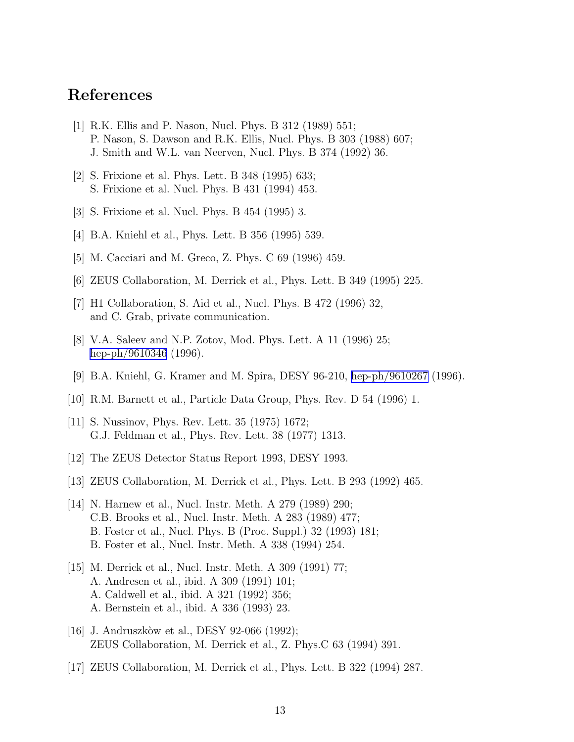# References

[1] R.K. Ellis and P. Nason, Nucl. Phys. B 312 (1989) 551;
P. Nason, S. Dawson and R.K. Ellis, Nucl. Phys. B 303 (1988) 607;
J. Smith and W.L. van Neerven, Nucl. Phys. B 374 (1992) 36.

[2] S. Frixione et al. Phys. Lett. B 348 (1995) 633;
S. Frixione et al. Nucl. Phys. B 431 (1994) 453.

[3] S. Frixione et al. Nucl. Phys. B 454 (1995) 3.

[4] B.A. Kniehl et al., Phys. Lett. B 356 (1995) 539.

[5] M. Cacciari and M. Greco, Z. Phys. C 69 (1996) 459.

[6] ZEUS Collaboration, M. Derrick et al., Phys. Lett. B 349 (1995) 225.

[7] H1 Collaboration, S. Aid et al., Nucl. Phys. B 472 (1996) 32,
and C. Grab, private communication.

[8] V.A. Saleev and N.P. Zotov, Mod. Phys. Lett. A 11 (1996) 25;
hep-ph/9610346 (1996).

[9] B.A. Kniehl, G. Kramer and M. Spira, DESY 96-210, hep-ph/9610267 (1996).

[10] R.M. Barnett et al., Particle Data Group, Phys. Rev. D 54 (1996) 1.

[11] S. Nussinov, Phys. Rev. Lett. 35 (1975) 1672;
G.J. Feldman et al., Phys. Rev. Lett. 38 (1977) 1313.

[12] The ZEUS Detector Status Report 1993, DESY 1993.

[13] ZEUS Collaboration, M. Derrick et al., Phys. Lett. B 293 (1992) 465.

[14] N. Harnew et al., Nucl. Instr. Meth. A 279 (1989) 290;
C.B. Brooks et al., Nucl. Instr. Meth. A 283 (1989) 477;
B. Foster et al., Nucl. Phys. B (Proc. Suppl.) 32 (1993) 181;
B. Foster et al., Nucl. Instr. Meth. A 338 (1994) 254.

[15] M. Derrick et al., Nucl. Instr. Meth. A 309 (1991) 77;
A. Andresen et al., ibid. A 309 (1991) 101;
A. Caldwell et al., ibid. A 321 (1992) 356;
A. Bernstein et al., ibid. A 336 (1993) 23.

[16] J. Andruszkòw et al., DESY 92-066 (1992);
ZEUS Collaboration, M. Derrick et al., Z. Phys.C 63 (1994) 391.

[17] ZEUS Collaboration, M. Derrick et al., Phys. Lett. B 322 (1994) 287.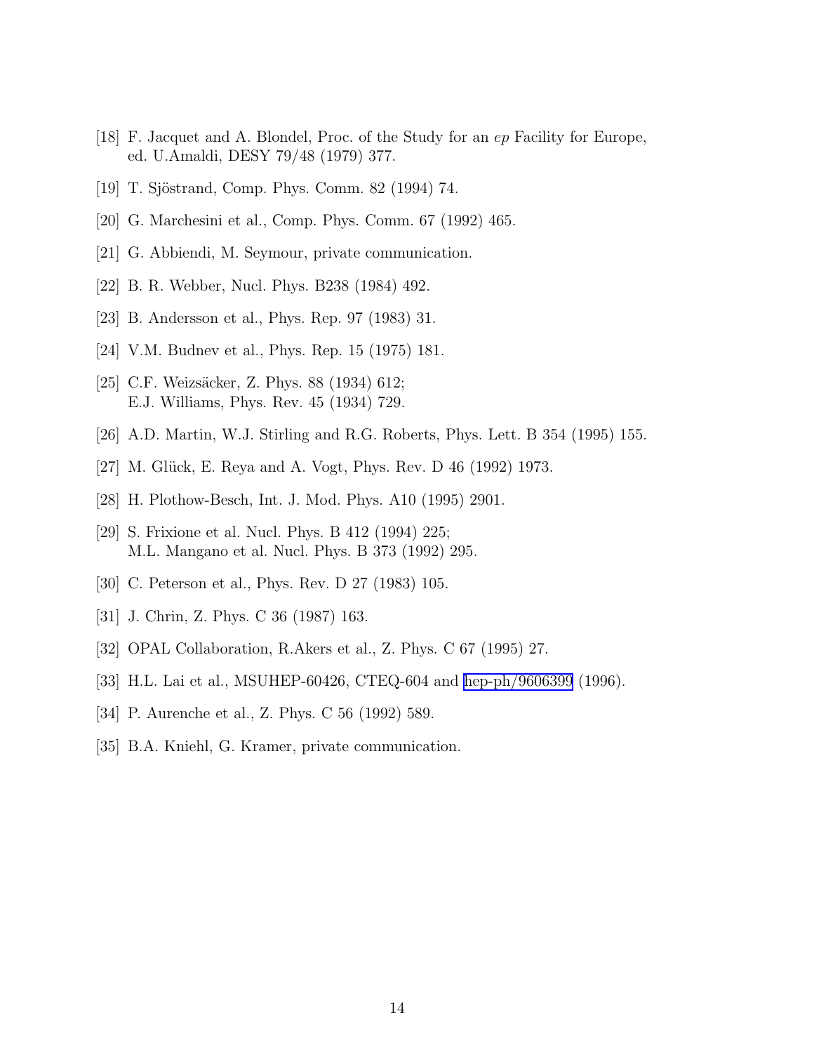[18] F. Jacquet and A. Blondel, Proc. of the Study for an *ep* Facility for Europe, ed. U.Amaldi, DESY 79/48 (1979) 377.

[19] T. Sjöstrand, Comp. Phys. Comm. 82 (1994) 74.

[20] G. Marchesini et al., Comp. Phys. Comm. 67 (1992) 465.

[21] G. Abbiendi, M. Seymour, private communication.

[22] B. R. Webber, Nucl. Phys. B238 (1984) 492.

[23] B. Andersson et al., Phys. Rep. 97 (1983) 31.

[24] V.M. Budnev et al., Phys. Rep. 15 (1975) 181.

[25] C.F. Weizsäcker, Z. Phys. 88 (1934) 612;
E.J. Williams, Phys. Rev. 45 (1934) 729.

[26] A.D. Martin, W.J. Stirling and R.G. Roberts, Phys. Lett. B 354 (1995) 155.

[27] M. Glück, E. Reya and A. Vogt, Phys. Rev. D 46 (1992) 1973.

[28] H. Plothow-Besch, Int. J. Mod. Phys. A10 (1995) 2901.

[29] S. Frixione et al. Nucl. Phys. B 412 (1994) 225;
M.L. Mangano et al. Nucl. Phys. B 373 (1992) 295.

[30] C. Peterson et al., Phys. Rev. D 27 (1983) 105.

[31] J. Chrin, Z. Phys. C 36 (1987) 163.

[32] OPAL Collaboration, R.Akers et al., Z. Phys. C 67 (1995) 27.

[33] H.L. Lai et al., MSUHEP-60426, CTEQ-604 and hep-ph/9606399 (1996).

[34] P. Aurenche et al., Z. Phys. C 56 (1992) 589.

[35] B.A. Kniehl, G. Kramer, private communication.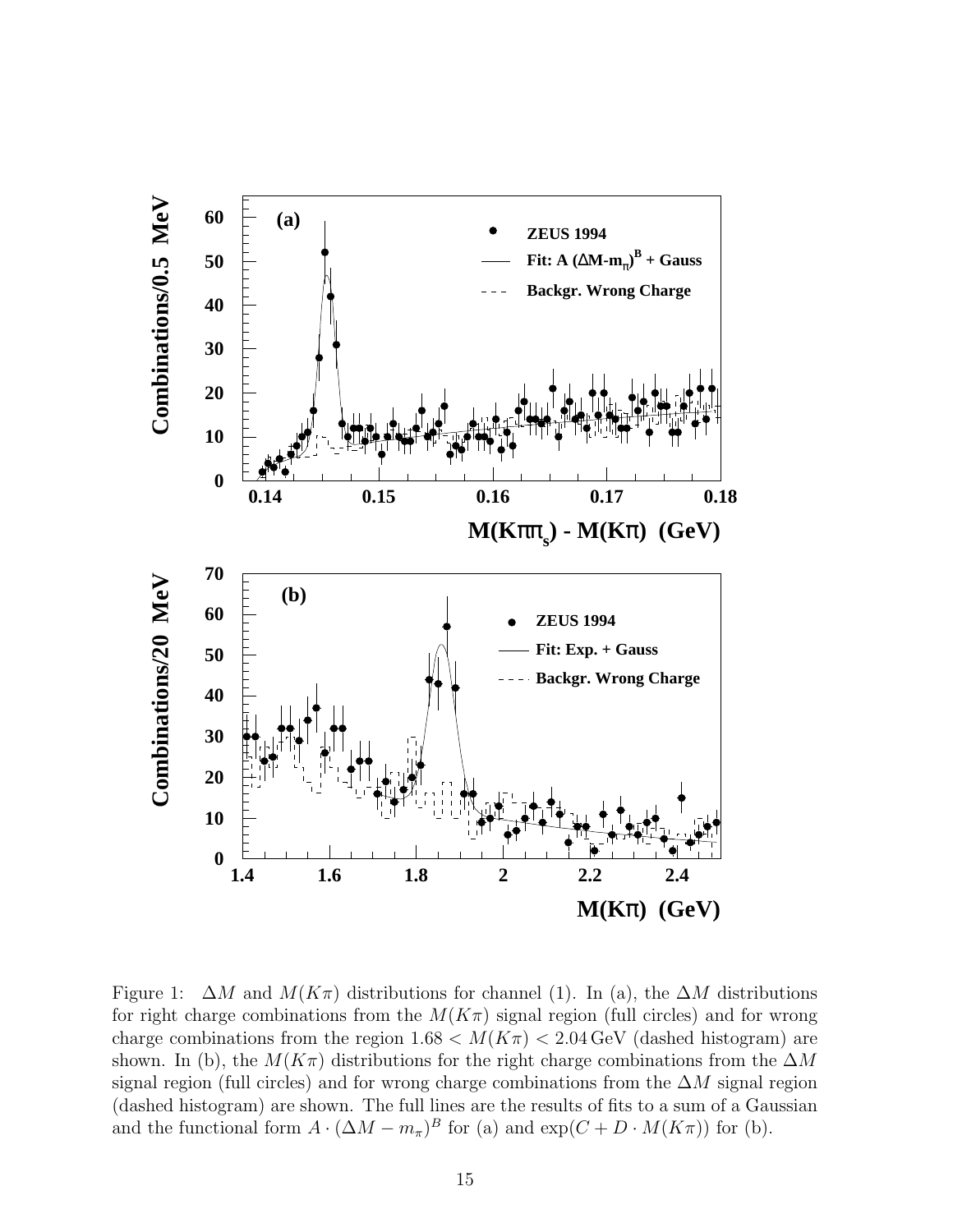Figure 1: $\Delta M$ and $M(K\pi)$ distributions for channel (1). In (a), the $\Delta M$ distributions for right charge combinations from the $M(K\pi)$ signal region (full circles) and for wrong charge combinations from the region $1.68 < M(K\pi) < 2.04\,\text{GeV}$ (dashed histogram) are shown. In (b), the $M(K\pi)$ distributions for the right charge combinations from the $\Delta M$ signal region (full circles) and for wrong charge combinations from the $\Delta M$ signal region (dashed histogram) are shown. The full lines are the results of fits to a sum of a Gaussian and the functional form $A \cdot (\Delta M - m_\pi)^B$ for (a) and $\exp(C + D \cdot M(K\pi))$ for (b).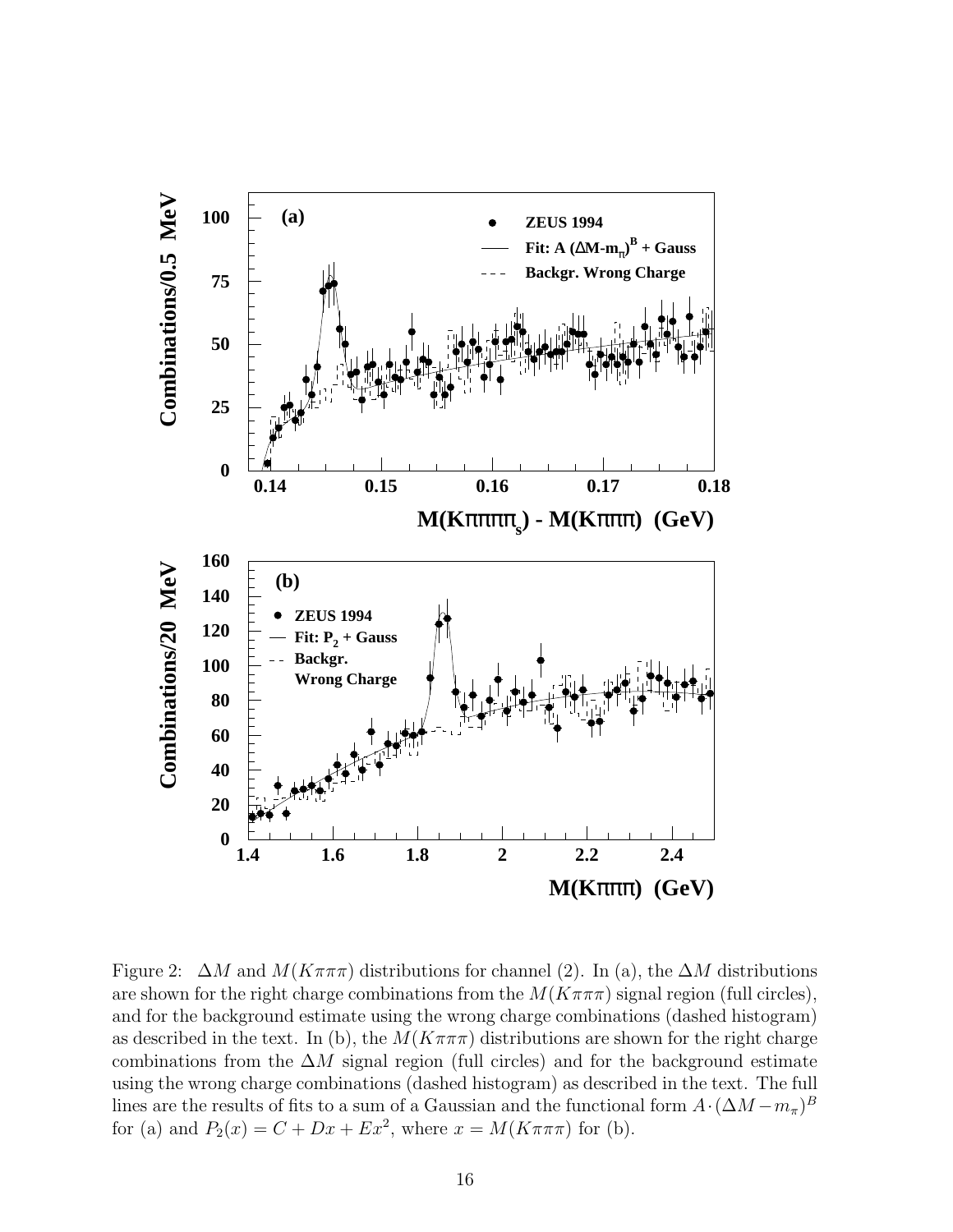Figure 2: $\Delta M$ and $M(K\pi\pi\pi)$ distributions for channel (2). In (a), the $\Delta M$ distributions are shown for the right charge combinations from the $M(K\pi\pi\pi)$ signal region (full circles), and for the background estimate using the wrong charge combinations (dashed histogram) as described in the text. In (b), the $M(K\pi\pi\pi)$ distributions are shown for the right charge combinations from the $\Delta M$ signal region (full circles) and for the background estimate using the wrong charge combinations (dashed histogram) as described in the text. The full lines are the results of fits to a sum of a Gaussian and the functional form $A \cdot (\Delta M - m_\pi)^B$ for (a) and $P_2(x) = C + Dx + Ex^2$, where $x = M(K\pi\pi\pi)$ for (b).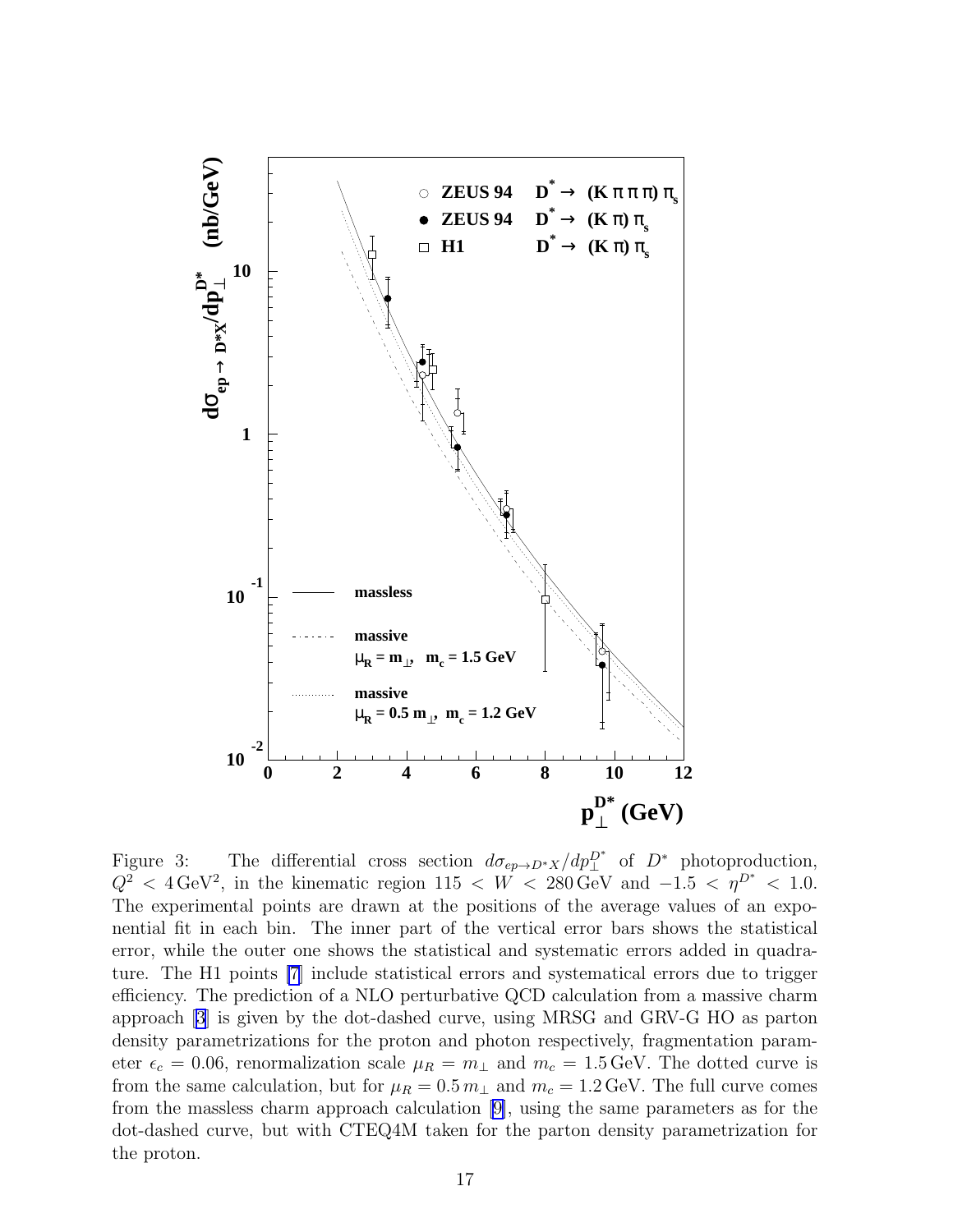Figure 3: The differential cross section $d\sigma_{ep\to D^*X}/dp_\perp^{D^*}$ of $D^*$ photoproduction, $Q^2 < 4\,\mathrm{GeV}^2$, in the kinematic region $115 < W < 280\,\mathrm{GeV}$ and $-1.5 < \eta^{D^*} < 1.0$. The experimental points are drawn at the positions of the average values of an exponential fit in each bin. The inner part of the vertical error bars shows the statistical error, while the outer one shows the statistical and systematic errors added in quadrature. The H1 points [7] include statistical errors and systematical errors due to trigger efficiency. The prediction of a NLO perturbative QCD calculation from a massive charm approach [3] is given by the dot-dashed curve, using MRSG and GRV-G HO as parton density parametrizations for the proton and photon respectively, fragmentation parameter $\epsilon_c = 0.06$, renormalization scale $\mu_R = m_\perp$ and $m_c = 1.5\,\mathrm{GeV}$. The dotted curve is from the same calculation, but for $\mu_R = 0.5\,m_\perp$ and $m_c = 1.2\,\mathrm{GeV}$. The full curve comes from the massless charm approach calculation [9], using the same parameters as for the dot-dashed curve, but with CTEQ4M taken for the parton density parametrization for the proton.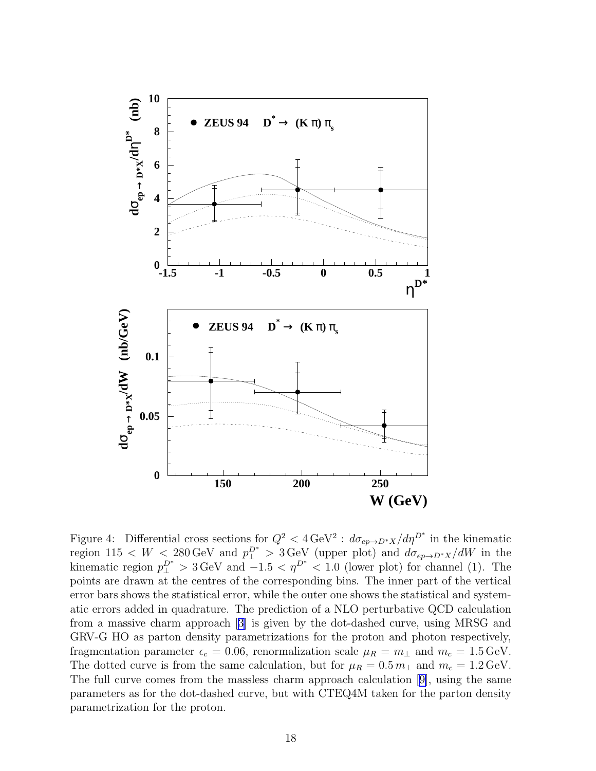● ZEUS 94 $D^* \rightarrow (K\pi)\pi_s$

$d\sigma_{ep \rightarrow D^*X}/d\eta^{D^*}$ (nb)

10
8
6
4
2
0

-1.5 -1 -0.5 0 0.5 1

$\eta^{D^*}$

● ZEUS 94 $D^* \rightarrow (K\pi)\pi_s$

$d\sigma_{ep \rightarrow D^*X}/dW$ (nb/GeV)

0.1
0.05
0

150 200 250

W (GeV)

Figure 4: Differential cross sections for $Q^2 < 4\,\mathrm{GeV}^2$ : $d\sigma_{ep\rightarrow D^*X}/d\eta^{D^*}$ in the kinematic region $115 < W < 280\,\mathrm{GeV}$ and $p_\perp^{D^*} > 3\,\mathrm{GeV}$ (upper plot) and $d\sigma_{ep\rightarrow D^*X}/dW$ in the kinematic region $p_\perp^{D^*} > 3\,\mathrm{GeV}$ and $-1.5 < \eta^{D^*} < 1.0$ (lower plot) for channel (1). The points are drawn at the centres of the corresponding bins. The inner part of the vertical error bars shows the statistical error, while the outer one shows the statistical and systematic errors added in quadrature. The prediction of a NLO perturbative QCD calculation from a massive charm approach [3] is given by the dot-dashed curve, using MRSG and GRV-G HO as parton density parametrizations for the proton and photon respectively, fragmentation parameter $\epsilon_c = 0.06$, renormalization scale $\mu_R = m_\perp$ and $m_c = 1.5\,\mathrm{GeV}$. The dotted curve is from the same calculation, but for $\mu_R = 0.5\,m_\perp$ and $m_c = 1.2\,\mathrm{GeV}$. The full curve comes from the massless charm approach calculation [9], using the same parameters as for the dot-dashed curve, but with CTEQ4M taken for the parton density parametrization for the proton.